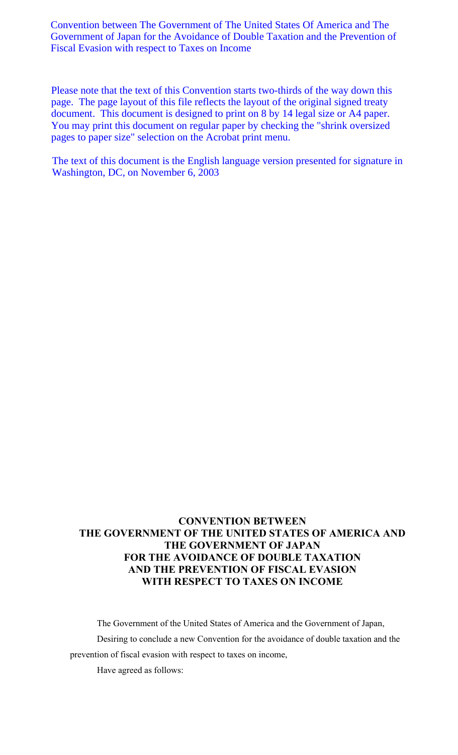Convention between The Government of The United States Of America and The Government of Japan for the Avoidance of Double Taxation and the Prevention of Fiscal Evasion with respect to Taxes on Income

Please note that the text of this Convention starts two-thirds of the way down this page. The page layout of this file reflects the layout of the original signed treaty document. This document is designed to print on 8 by 14 legal size or A4 paper. You may print this document on regular paper by checking the "shrink oversized pages to paper size" selection on the Acrobat print menu.

The text of this document is the English language version presented for signature in Washington, DC, on November 6, 2003

# CONVENTION BETWEEN THE GOVERNMENT OF THE UNITED STATES OF AMERICA AND THE GOVERNMENT OF JAPAN FOR THE AVOIDANCE OF DOUBLE TAXATION AND THE PREVENTION OF FISCAL EVASION WITH RESPECT TO TAXES ON INCOME

The Government of the United States of America and the Government of Japan,

Desiring to conclude a new Convention for the avoidance of double taxation and the prevention of fiscal evasion with respect to taxes on income,

Have agreed as follows: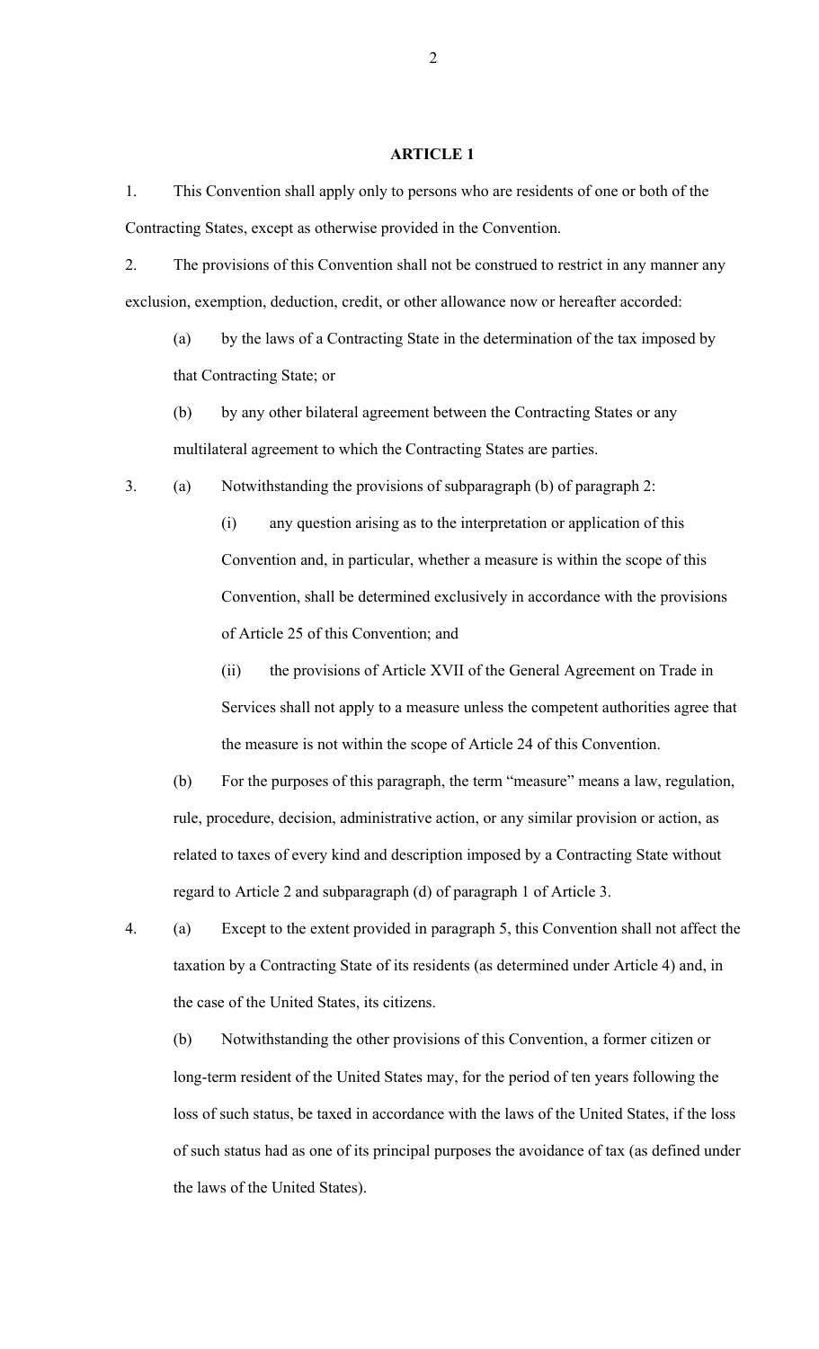## ARTICLE 1

1. This Convention shall apply only to persons who are residents of one or both of the Contracting States, except as otherwise provided in the Convention.

2. The provisions of this Convention shall not be construed to restrict in any manner any exclusion, exemption, deduction, credit, or other allowance now or hereafter accorded:

   (a) by the laws of a Contracting State in the determination of the tax imposed by that Contracting State; or

   (b) by any other bilateral agreement between the Contracting States or any multilateral agreement to which the Contracting States are parties.

3. (a) Notwithstanding the provisions of subparagraph (b) of paragraph 2:

      (i) any question arising as to the interpretation or application of this Convention and, in particular, whether a measure is within the scope of this Convention, shall be determined exclusively in accordance with the provisions of Article 25 of this Convention; and

      (ii) the provisions of Article XVII of the General Agreement on Trade in Services shall not apply to a measure unless the competent authorities agree that the measure is not within the scope of Article 24 of this Convention.

   (b) For the purposes of this paragraph, the term "measure" means a law, regulation, rule, procedure, decision, administrative action, or any similar provision or action, as related to taxes of every kind and description imposed by a Contracting State without regard to Article 2 and subparagraph (d) of paragraph 1 of Article 3.

4. (a) Except to the extent provided in paragraph 5, this Convention shall not affect the taxation by a Contracting State of its residents (as determined under Article 4) and, in the case of the United States, its citizens.

   (b) Notwithstanding the other provisions of this Convention, a former citizen or long-term resident of the United States may, for the period of ten years following the loss of such status, be taxed in accordance with the laws of the United States, if the loss of such status had as one of its principal purposes the avoidance of tax (as defined under the laws of the United States).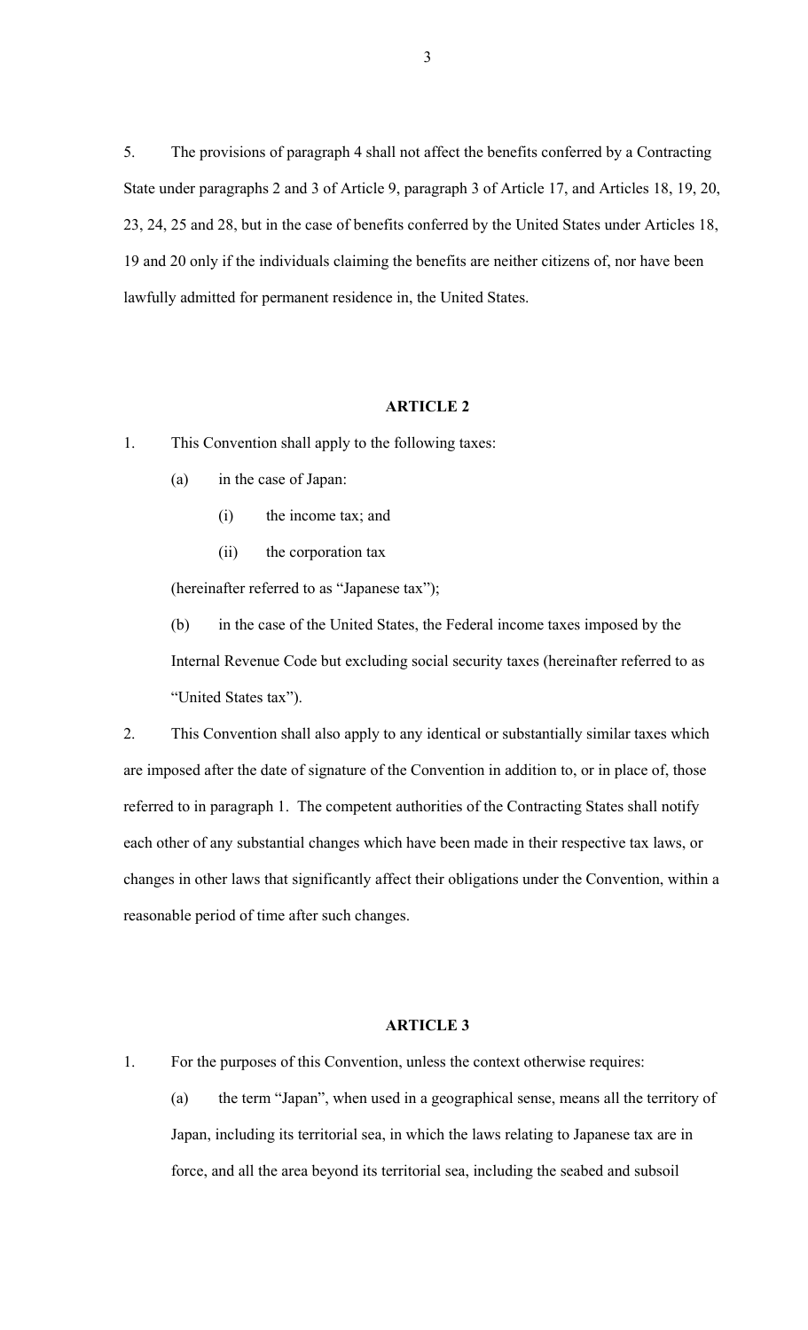5. The provisions of paragraph 4 shall not affect the benefits conferred by a Contracting State under paragraphs 2 and 3 of Article 9, paragraph 3 of Article 17, and Articles 18, 19, 20, 23, 24, 25 and 28, but in the case of benefits conferred by the United States under Articles 18, 19 and 20 only if the individuals claiming the benefits are neither citizens of, nor have been lawfully admitted for permanent residence in, the United States.

## ARTICLE 2

1. This Convention shall apply to the following taxes:

   (a) in the case of Japan:

      (i) the income tax; and

      (ii) the corporation tax

   (hereinafter referred to as "Japanese tax");

   (b) in the case of the United States, the Federal income taxes imposed by the Internal Revenue Code but excluding social security taxes (hereinafter referred to as "United States tax").

2. This Convention shall also apply to any identical or substantially similar taxes which are imposed after the date of signature of the Convention in addition to, or in place of, those referred to in paragraph 1. The competent authorities of the Contracting States shall notify each other of any substantial changes which have been made in their respective tax laws, or changes in other laws that significantly affect their obligations under the Convention, within a reasonable period of time after such changes.

## ARTICLE 3

1. For the purposes of this Convention, unless the context otherwise requires:

   (a) the term "Japan", when used in a geographical sense, means all the territory of Japan, including its territorial sea, in which the laws relating to Japanese tax are in force, and all the area beyond its territorial sea, including the seabed and subsoil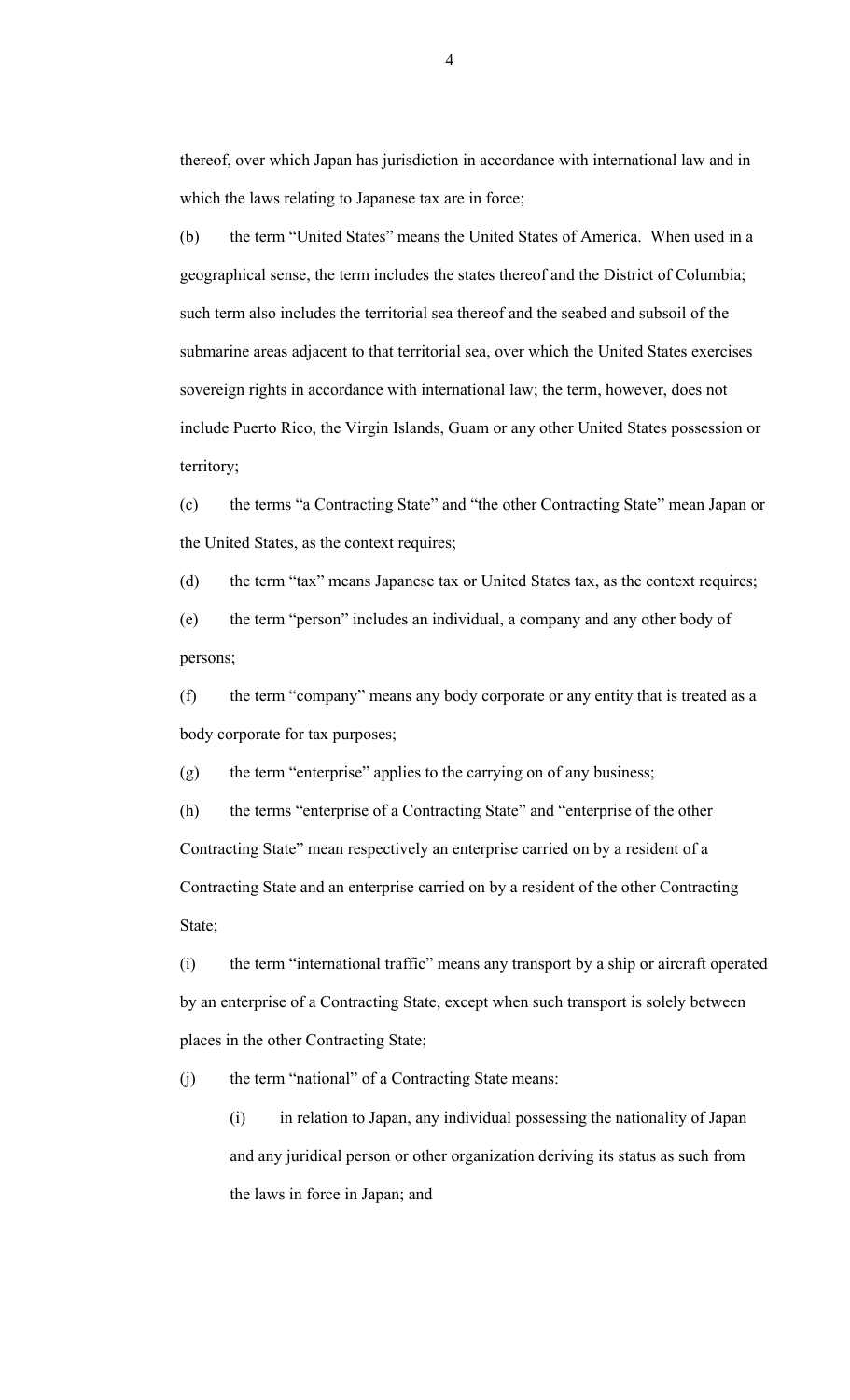thereof, over which Japan has jurisdiction in accordance with international law and in which the laws relating to Japanese tax are in force;

(b) the term "United States" means the United States of America. When used in a geographical sense, the term includes the states thereof and the District of Columbia; such term also includes the territorial sea thereof and the seabed and subsoil of the submarine areas adjacent to that territorial sea, over which the United States exercises sovereign rights in accordance with international law; the term, however, does not include Puerto Rico, the Virgin Islands, Guam or any other United States possession or territory;

(c) the terms "a Contracting State" and "the other Contracting State" mean Japan or the United States, as the context requires;

(d) the term "tax" means Japanese tax or United States tax, as the context requires;

(e) the term "person" includes an individual, a company and any other body of persons;

(f) the term "company" means any body corporate or any entity that is treated as a body corporate for tax purposes;

(g) the term "enterprise" applies to the carrying on of any business;

(h) the terms "enterprise of a Contracting State" and "enterprise of the other Contracting State" mean respectively an enterprise carried on by a resident of a Contracting State and an enterprise carried on by a resident of the other Contracting State;

(i) the term "international traffic" means any transport by a ship or aircraft operated by an enterprise of a Contracting State, except when such transport is solely between places in the other Contracting State;

(j) the term "national" of a Contracting State means:

  (i) in relation to Japan, any individual possessing the nationality of Japan and any juridical person or other organization deriving its status as such from the laws in force in Japan; and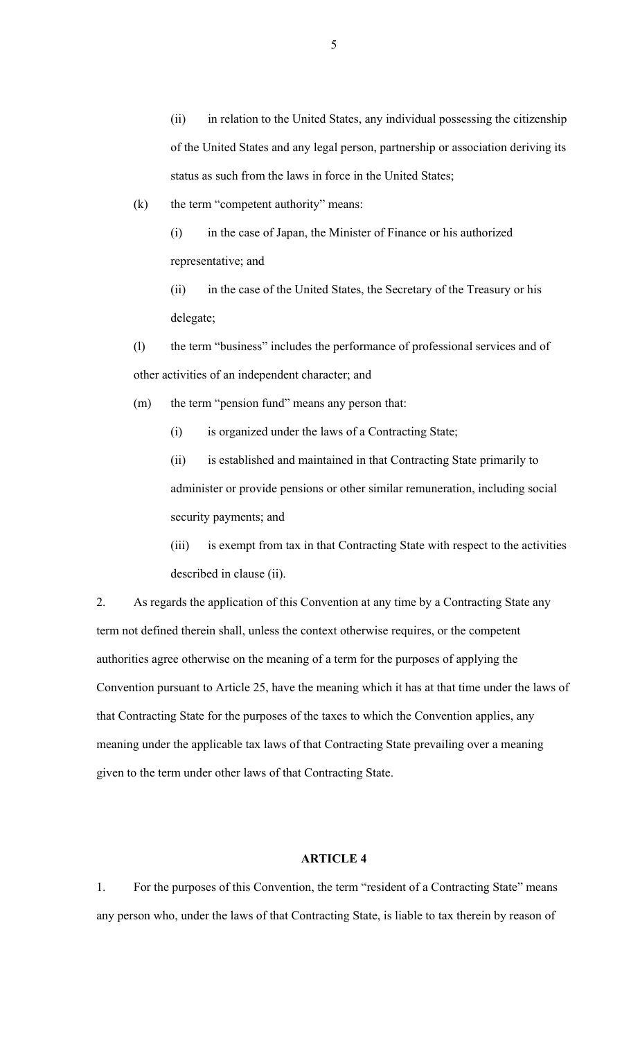(ii) in relation to the United States, any individual possessing the citizenship of the United States and any legal person, partnership or association deriving its status as such from the laws in force in the United States;

(k) the term "competent authority" means:

(i) in the case of Japan, the Minister of Finance or his authorized representative; and

(ii) in the case of the United States, the Secretary of the Treasury or his delegate;

(l) the term "business" includes the performance of professional services and of other activities of an independent character; and

(m) the term "pension fund" means any person that:

(i) is organized under the laws of a Contracting State;

(ii) is established and maintained in that Contracting State primarily to administer or provide pensions or other similar remuneration, including social security payments; and

(iii) is exempt from tax in that Contracting State with respect to the activities described in clause (ii).

2. As regards the application of this Convention at any time by a Contracting State any term not defined therein shall, unless the context otherwise requires, or the competent authorities agree otherwise on the meaning of a term for the purposes of applying the Convention pursuant to Article 25, have the meaning which it has at that time under the laws of that Contracting State for the purposes of the taxes to which the Convention applies, any meaning under the applicable tax laws of that Contracting State prevailing over a meaning given to the term under other laws of that Contracting State.

## ARTICLE 4

1. For the purposes of this Convention, the term "resident of a Contracting State" means any person who, under the laws of that Contracting State, is liable to tax therein by reason of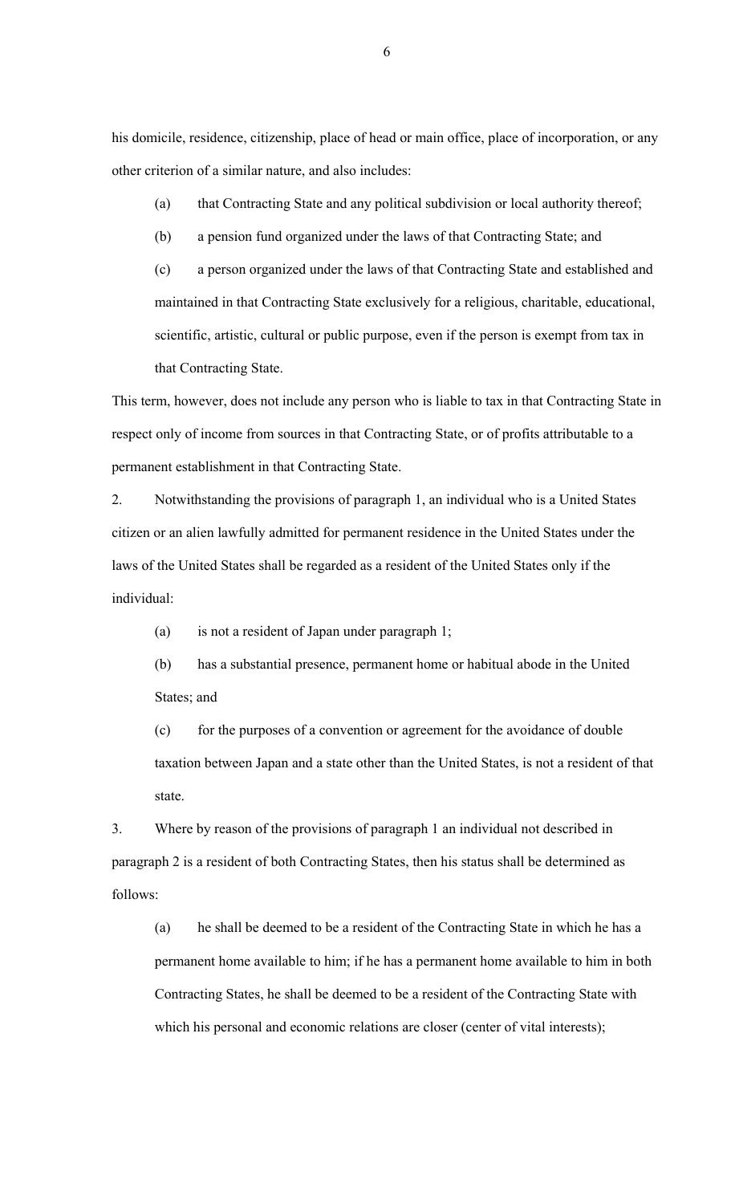his domicile, residence, citizenship, place of head or main office, place of incorporation, or any other criterion of a similar nature, and also includes:

(a) that Contracting State and any political subdivision or local authority thereof;

(b) a pension fund organized under the laws of that Contracting State; and

(c) a person organized under the laws of that Contracting State and established and maintained in that Contracting State exclusively for a religious, charitable, educational, scientific, artistic, cultural or public purpose, even if the person is exempt from tax in that Contracting State.

This term, however, does not include any person who is liable to tax in that Contracting State in respect only of income from sources in that Contracting State, or of profits attributable to a permanent establishment in that Contracting State.

2. Notwithstanding the provisions of paragraph 1, an individual who is a United States citizen or an alien lawfully admitted for permanent residence in the United States under the laws of the United States shall be regarded as a resident of the United States only if the individual:

(a) is not a resident of Japan under paragraph 1;

(b) has a substantial presence, permanent home or habitual abode in the United States; and

(c) for the purposes of a convention or agreement for the avoidance of double taxation between Japan and a state other than the United States, is not a resident of that state.

3. Where by reason of the provisions of paragraph 1 an individual not described in paragraph 2 is a resident of both Contracting States, then his status shall be determined as follows:

(a) he shall be deemed to be a resident of the Contracting State in which he has a permanent home available to him; if he has a permanent home available to him in both Contracting States, he shall be deemed to be a resident of the Contracting State with which his personal and economic relations are closer (center of vital interests);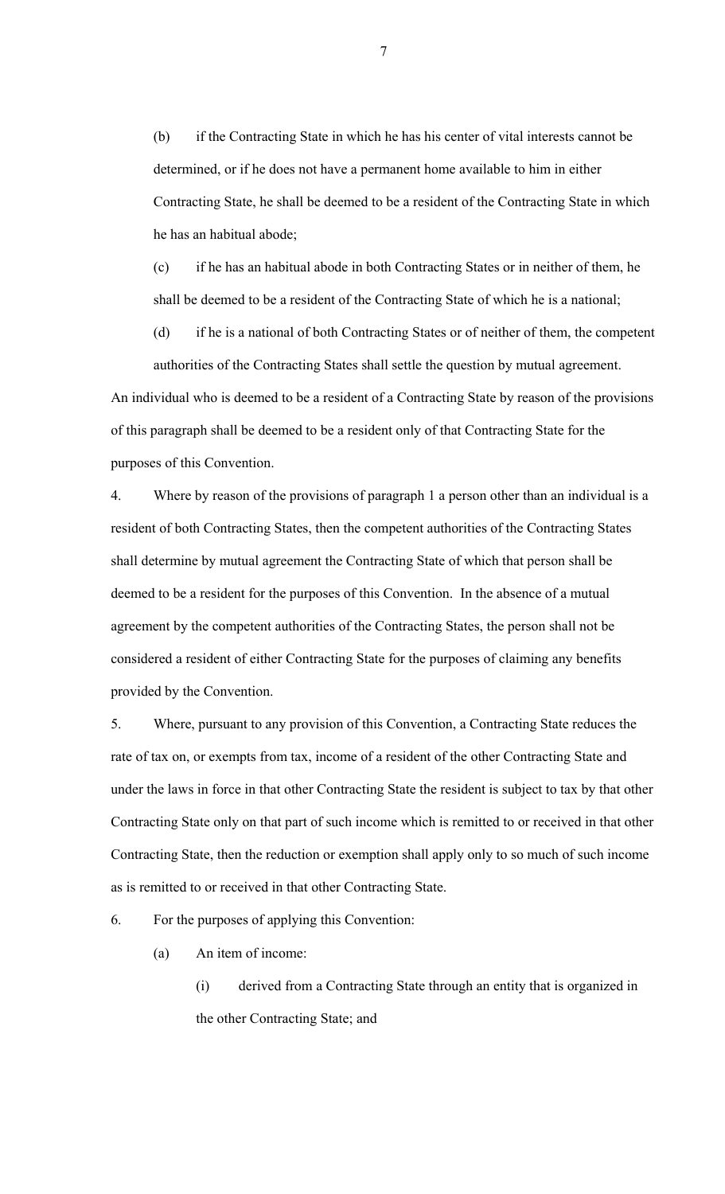(b) if the Contracting State in which he has his center of vital interests cannot be determined, or if he does not have a permanent home available to him in either Contracting State, he shall be deemed to be a resident of the Contracting State in which he has an habitual abode;

(c) if he has an habitual abode in both Contracting States or in neither of them, he shall be deemed to be a resident of the Contracting State of which he is a national;

(d) if he is a national of both Contracting States or of neither of them, the competent authorities of the Contracting States shall settle the question by mutual agreement.

An individual who is deemed to be a resident of a Contracting State by reason of the provisions of this paragraph shall be deemed to be a resident only of that Contracting State for the purposes of this Convention.

4. Where by reason of the provisions of paragraph 1 a person other than an individual is a resident of both Contracting States, then the competent authorities of the Contracting States shall determine by mutual agreement the Contracting State of which that person shall be deemed to be a resident for the purposes of this Convention. In the absence of a mutual agreement by the competent authorities of the Contracting States, the person shall not be considered a resident of either Contracting State for the purposes of claiming any benefits provided by the Convention.

5. Where, pursuant to any provision of this Convention, a Contracting State reduces the rate of tax on, or exempts from tax, income of a resident of the other Contracting State and under the laws in force in that other Contracting State the resident is subject to tax by that other Contracting State only on that part of such income which is remitted to or received in that other Contracting State, then the reduction or exemption shall apply only to so much of such income as is remitted to or received in that other Contracting State.

6. For the purposes of applying this Convention:

(a) An item of income:

(i) derived from a Contracting State through an entity that is organized in the other Contracting State; and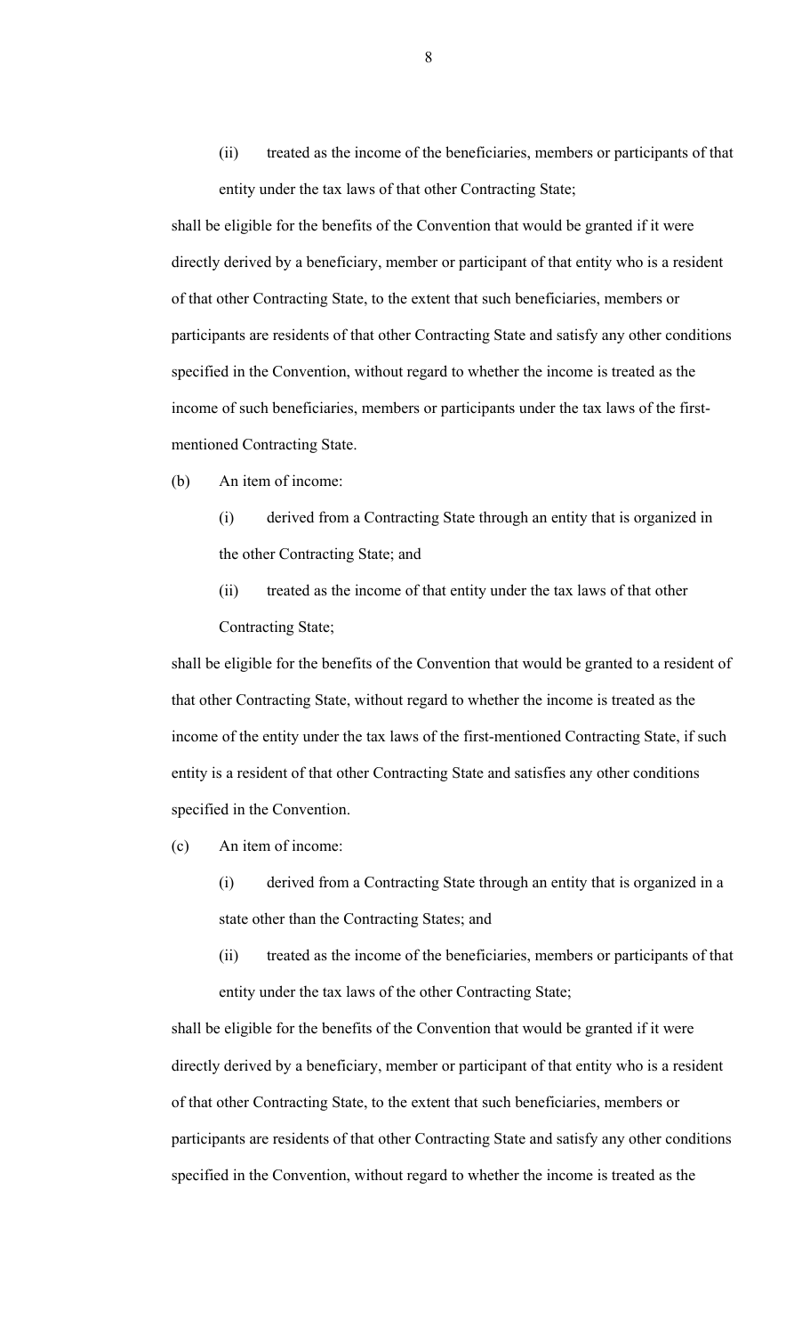(ii) treated as the income of the beneficiaries, members or participants of that entity under the tax laws of that other Contracting State;

shall be eligible for the benefits of the Convention that would be granted if it were directly derived by a beneficiary, member or participant of that entity who is a resident of that other Contracting State, to the extent that such beneficiaries, members or participants are residents of that other Contracting State and satisfy any other conditions specified in the Convention, without regard to whether the income is treated as the income of such beneficiaries, members or participants under the tax laws of the first-mentioned Contracting State.

(b) An item of income:

(i) derived from a Contracting State through an entity that is organized in the other Contracting State; and

(ii) treated as the income of that entity under the tax laws of that other Contracting State;

shall be eligible for the benefits of the Convention that would be granted to a resident of that other Contracting State, without regard to whether the income is treated as the income of the entity under the tax laws of the first-mentioned Contracting State, if such entity is a resident of that other Contracting State and satisfies any other conditions specified in the Convention.

(c) An item of income:

(i) derived from a Contracting State through an entity that is organized in a state other than the Contracting States; and

(ii) treated as the income of the beneficiaries, members or participants of that entity under the tax laws of the other Contracting State;

shall be eligible for the benefits of the Convention that would be granted if it were directly derived by a beneficiary, member or participant of that entity who is a resident of that other Contracting State, to the extent that such beneficiaries, members or participants are residents of that other Contracting State and satisfy any other conditions specified in the Convention, without regard to whether the income is treated as the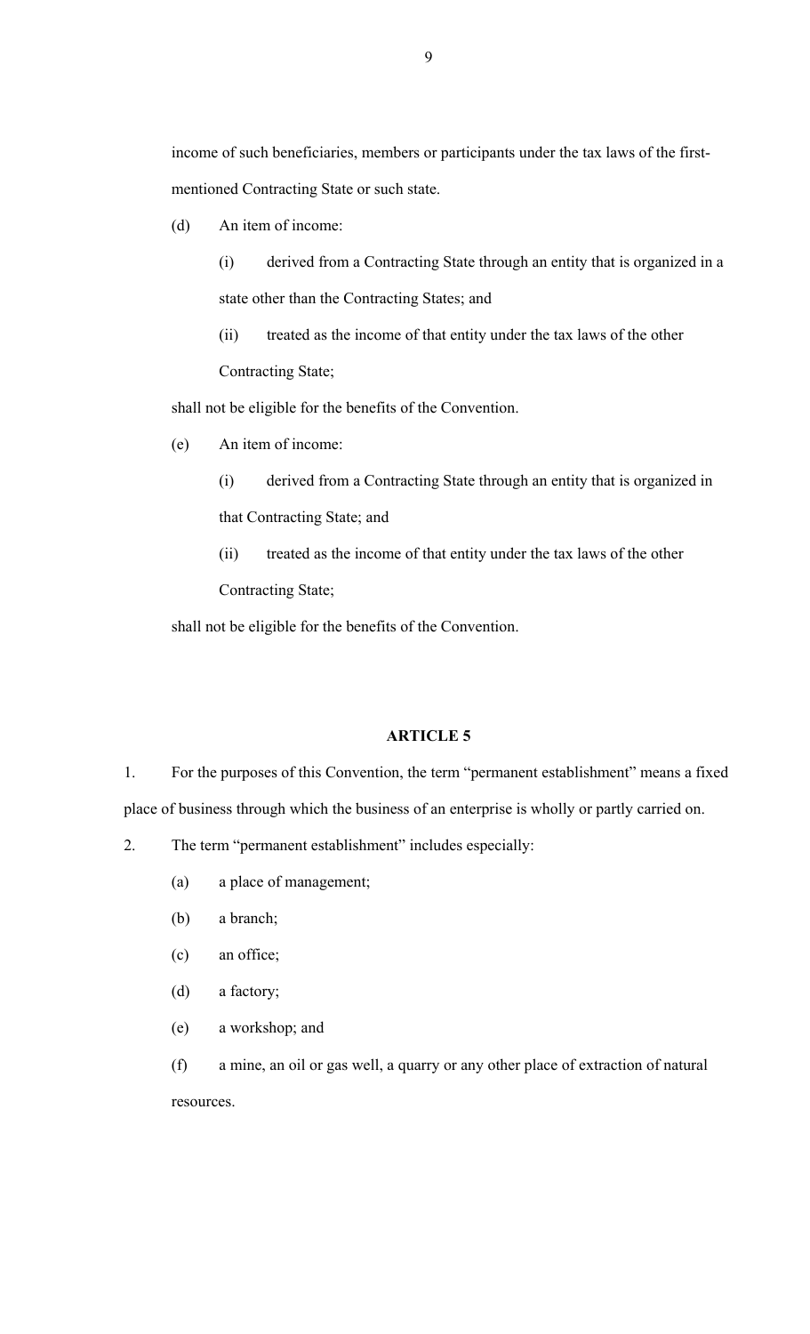income of such beneficiaries, members or participants under the tax laws of the first-mentioned Contracting State or such state.

(d) An item of income:

(i) derived from a Contracting State through an entity that is organized in a state other than the Contracting States; and

(ii) treated as the income of that entity under the tax laws of the other Contracting State;

shall not be eligible for the benefits of the Convention.

(e) An item of income:

(i) derived from a Contracting State through an entity that is organized in that Contracting State; and

(ii) treated as the income of that entity under the tax laws of the other Contracting State;

shall not be eligible for the benefits of the Convention.

## ARTICLE 5

1. For the purposes of this Convention, the term "permanent establishment" means a fixed place of business through which the business of an enterprise is wholly or partly carried on.

2. The term "permanent establishment" includes especially:

(a) a place of management;

(b) a branch;

(c) an office;

(d) a factory;

(e) a workshop; and

(f) a mine, an oil or gas well, a quarry or any other place of extraction of natural resources.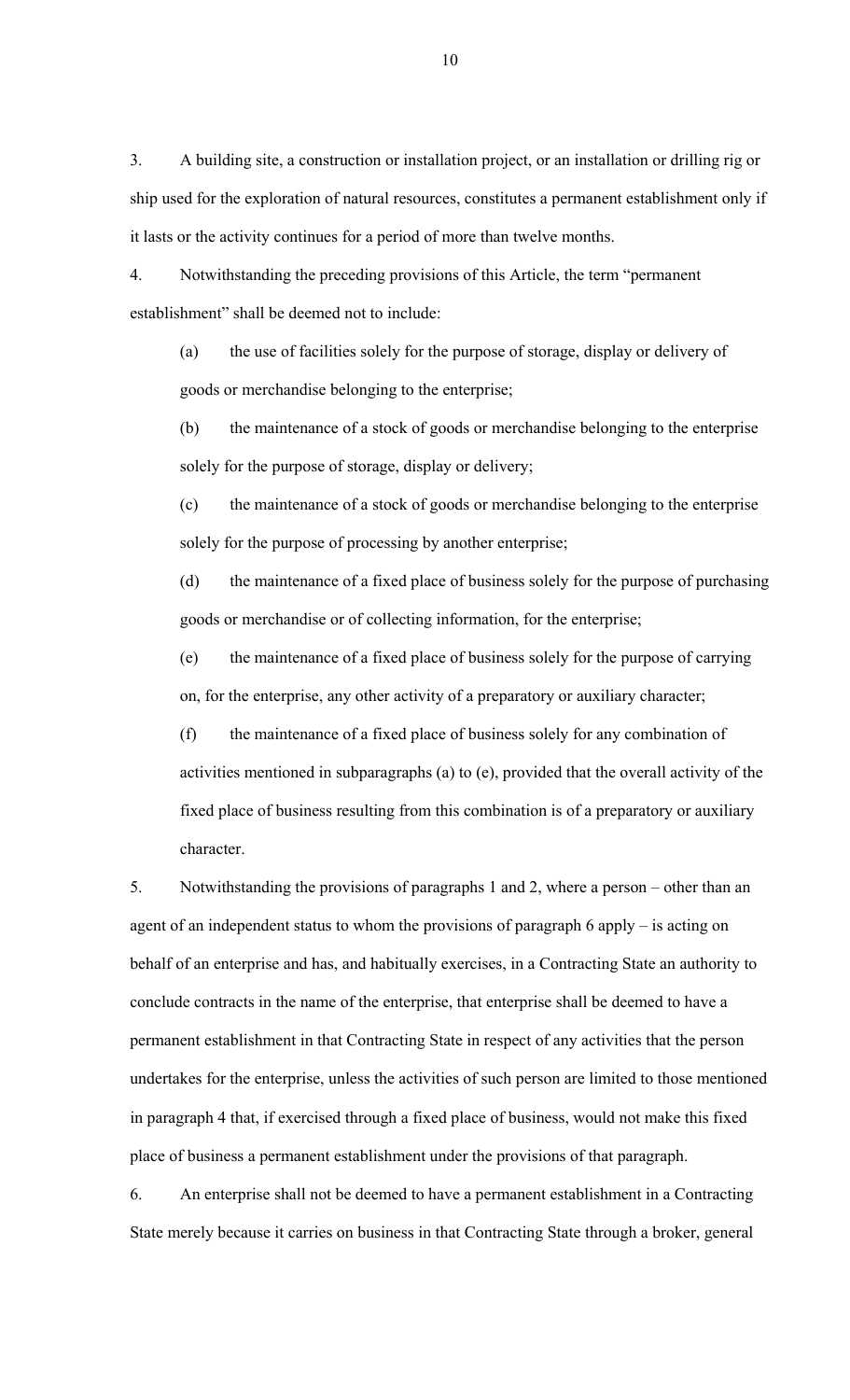3. A building site, a construction or installation project, or an installation or drilling rig or ship used for the exploration of natural resources, constitutes a permanent establishment only if it lasts or the activity continues for a period of more than twelve months.

4. Notwithstanding the preceding provisions of this Article, the term "permanent establishment" shall be deemed not to include:

(a) the use of facilities solely for the purpose of storage, display or delivery of goods or merchandise belonging to the enterprise;

(b) the maintenance of a stock of goods or merchandise belonging to the enterprise solely for the purpose of storage, display or delivery;

(c) the maintenance of a stock of goods or merchandise belonging to the enterprise solely for the purpose of processing by another enterprise;

(d) the maintenance of a fixed place of business solely for the purpose of purchasing goods or merchandise or of collecting information, for the enterprise;

(e) the maintenance of a fixed place of business solely for the purpose of carrying on, for the enterprise, any other activity of a preparatory or auxiliary character;

(f) the maintenance of a fixed place of business solely for any combination of activities mentioned in subparagraphs (a) to (e), provided that the overall activity of the fixed place of business resulting from this combination is of a preparatory or auxiliary character.

5. Notwithstanding the provisions of paragraphs 1 and 2, where a person – other than an agent of an independent status to whom the provisions of paragraph 6 apply – is acting on behalf of an enterprise and has, and habitually exercises, in a Contracting State an authority to conclude contracts in the name of the enterprise, that enterprise shall be deemed to have a permanent establishment in that Contracting State in respect of any activities that the person undertakes for the enterprise, unless the activities of such person are limited to those mentioned in paragraph 4 that, if exercised through a fixed place of business, would not make this fixed place of business a permanent establishment under the provisions of that paragraph.

6. An enterprise shall not be deemed to have a permanent establishment in a Contracting State merely because it carries on business in that Contracting State through a broker, general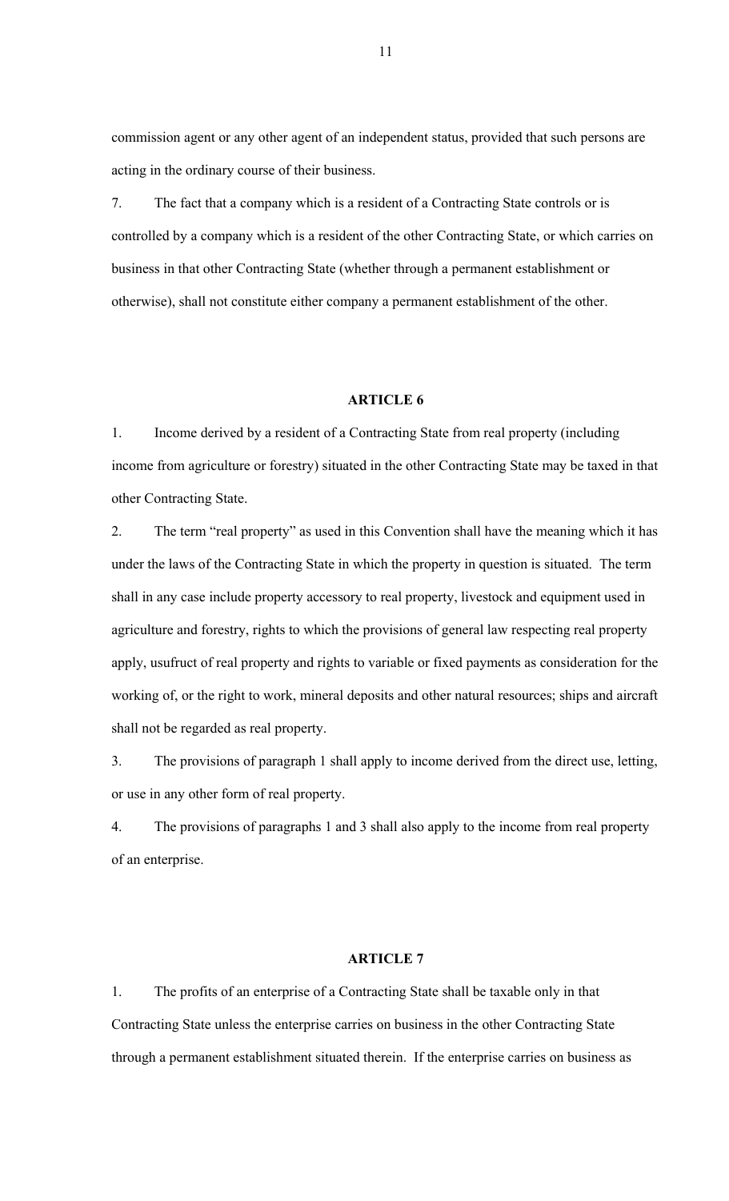commission agent or any other agent of an independent status, provided that such persons are acting in the ordinary course of their business.

7. The fact that a company which is a resident of a Contracting State controls or is controlled by a company which is a resident of the other Contracting State, or which carries on business in that other Contracting State (whether through a permanent establishment or otherwise), shall not constitute either company a permanent establishment of the other.

## ARTICLE 6

1. Income derived by a resident of a Contracting State from real property (including income from agriculture or forestry) situated in the other Contracting State may be taxed in that other Contracting State.

2. The term “real property” as used in this Convention shall have the meaning which it has under the laws of the Contracting State in which the property in question is situated. The term shall in any case include property accessory to real property, livestock and equipment used in agriculture and forestry, rights to which the provisions of general law respecting real property apply, usufruct of real property and rights to variable or fixed payments as consideration for the working of, or the right to work, mineral deposits and other natural resources; ships and aircraft shall not be regarded as real property.

3. The provisions of paragraph 1 shall apply to income derived from the direct use, letting, or use in any other form of real property.

4. The provisions of paragraphs 1 and 3 shall also apply to the income from real property of an enterprise.

## ARTICLE 7

1. The profits of an enterprise of a Contracting State shall be taxable only in that Contracting State unless the enterprise carries on business in the other Contracting State through a permanent establishment situated therein. If the enterprise carries on business as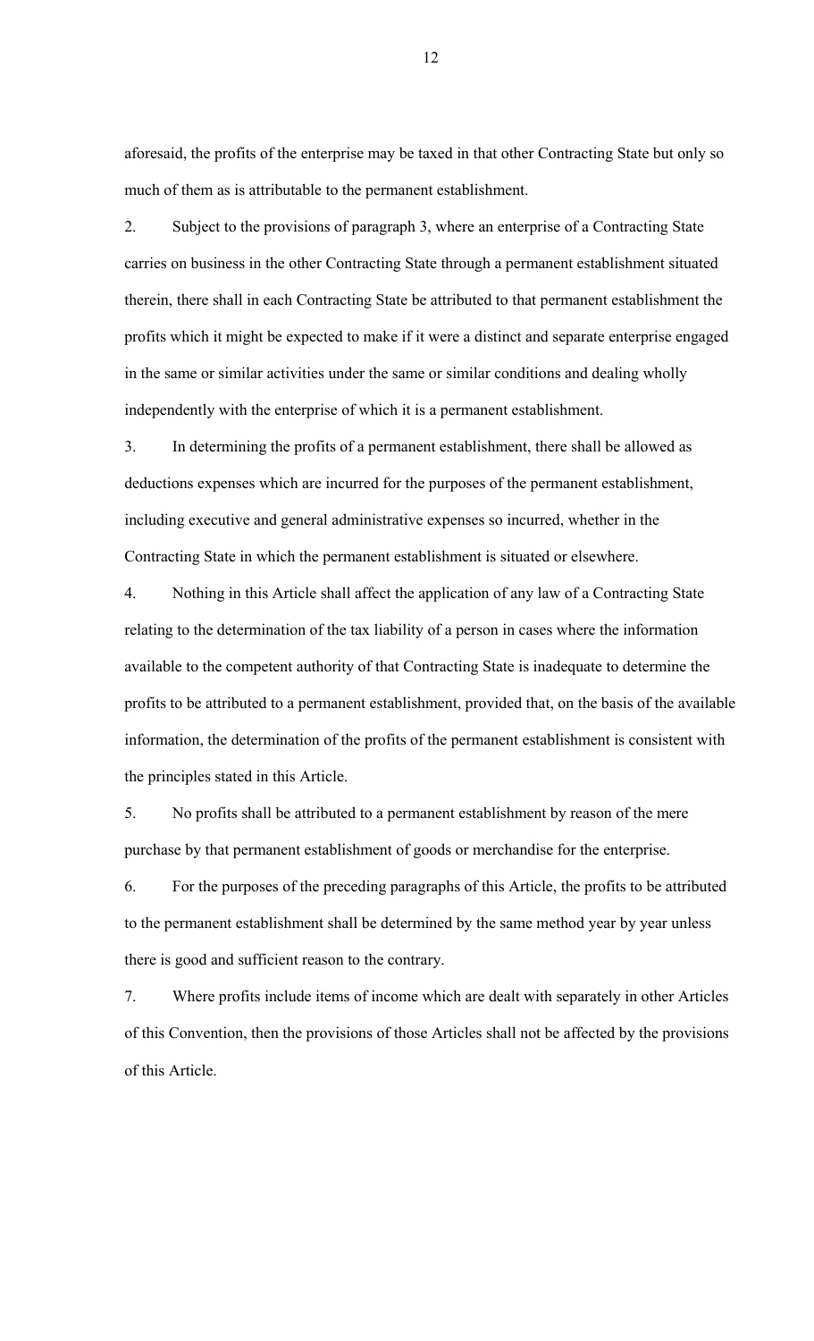aforesaid, the profits of the enterprise may be taxed in that other Contracting State but only so much of them as is attributable to the permanent establishment.

2. Subject to the provisions of paragraph 3, where an enterprise of a Contracting State carries on business in the other Contracting State through a permanent establishment situated therein, there shall in each Contracting State be attributed to that permanent establishment the profits which it might be expected to make if it were a distinct and separate enterprise engaged in the same or similar activities under the same or similar conditions and dealing wholly independently with the enterprise of which it is a permanent establishment.

3. In determining the profits of a permanent establishment, there shall be allowed as deductions expenses which are incurred for the purposes of the permanent establishment, including executive and general administrative expenses so incurred, whether in the Contracting State in which the permanent establishment is situated or elsewhere.

4. Nothing in this Article shall affect the application of any law of a Contracting State relating to the determination of the tax liability of a person in cases where the information available to the competent authority of that Contracting State is inadequate to determine the profits to be attributed to a permanent establishment, provided that, on the basis of the available information, the determination of the profits of the permanent establishment is consistent with the principles stated in this Article.

5. No profits shall be attributed to a permanent establishment by reason of the mere purchase by that permanent establishment of goods or merchandise for the enterprise.

6. For the purposes of the preceding paragraphs of this Article, the profits to be attributed to the permanent establishment shall be determined by the same method year by year unless there is good and sufficient reason to the contrary.

7. Where profits include items of income which are dealt with separately in other Articles of this Convention, then the provisions of those Articles shall not be affected by the provisions of this Article.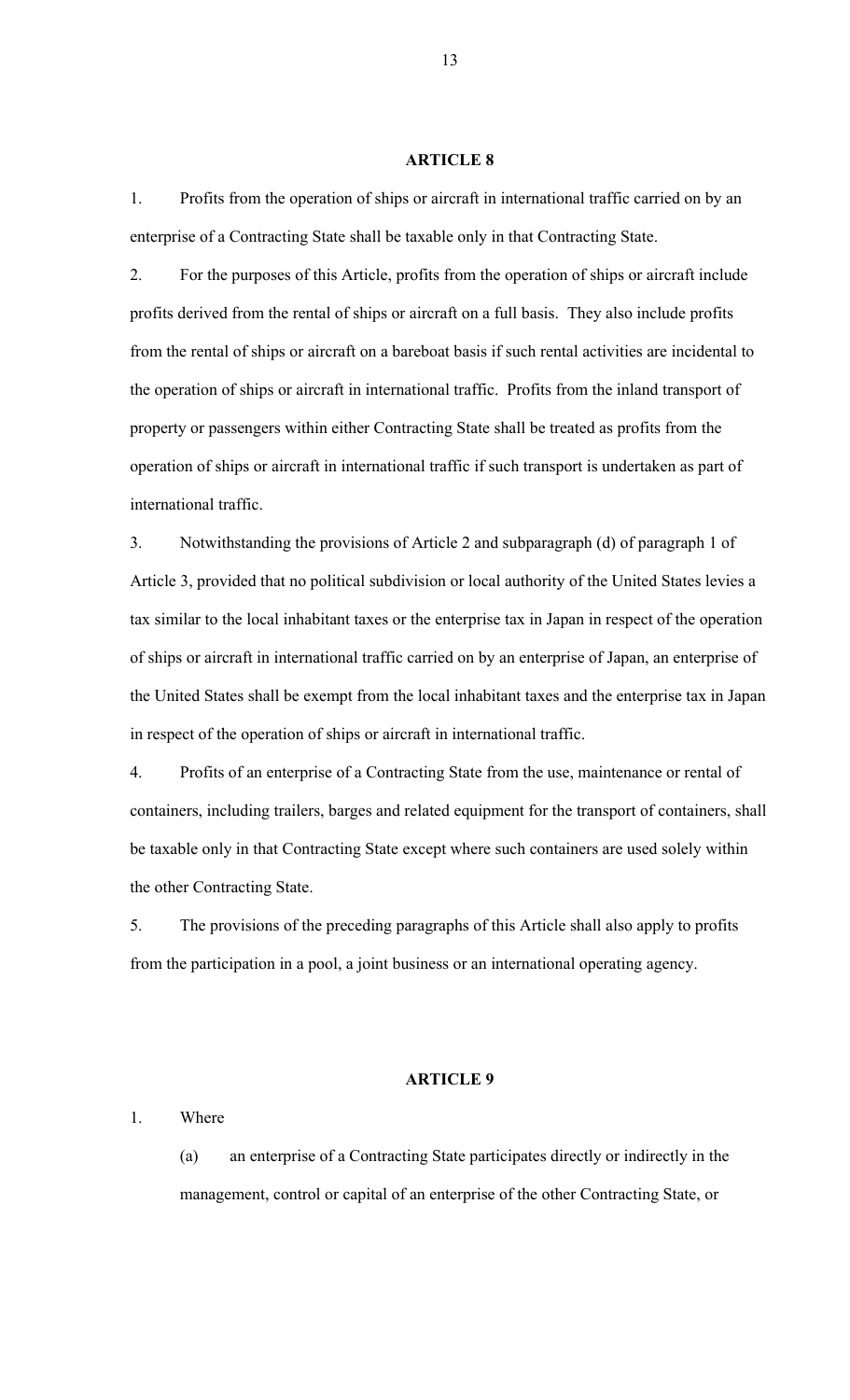**ARTICLE 8**

1. Profits from the operation of ships or aircraft in international traffic carried on by an enterprise of a Contracting State shall be taxable only in that Contracting State.

2. For the purposes of this Article, profits from the operation of ships or aircraft include profits derived from the rental of ships or aircraft on a full basis. They also include profits from the rental of ships or aircraft on a bareboat basis if such rental activities are incidental to the operation of ships or aircraft in international traffic. Profits from the inland transport of property or passengers within either Contracting State shall be treated as profits from the operation of ships or aircraft in international traffic if such transport is undertaken as part of international traffic.

3. Notwithstanding the provisions of Article 2 and subparagraph (d) of paragraph 1 of Article 3, provided that no political subdivision or local authority of the United States levies a tax similar to the local inhabitant taxes or the enterprise tax in Japan in respect of the operation of ships or aircraft in international traffic carried on by an enterprise of Japan, an enterprise of the United States shall be exempt from the local inhabitant taxes and the enterprise tax in Japan in respect of the operation of ships or aircraft in international traffic.

4. Profits of an enterprise of a Contracting State from the use, maintenance or rental of containers, including trailers, barges and related equipment for the transport of containers, shall be taxable only in that Contracting State except where such containers are used solely within the other Contracting State.

5. The provisions of the preceding paragraphs of this Article shall also apply to profits from the participation in a pool, a joint business or an international operating agency.

**ARTICLE 9**

1. Where

(a) an enterprise of a Contracting State participates directly or indirectly in the management, control or capital of an enterprise of the other Contracting State, or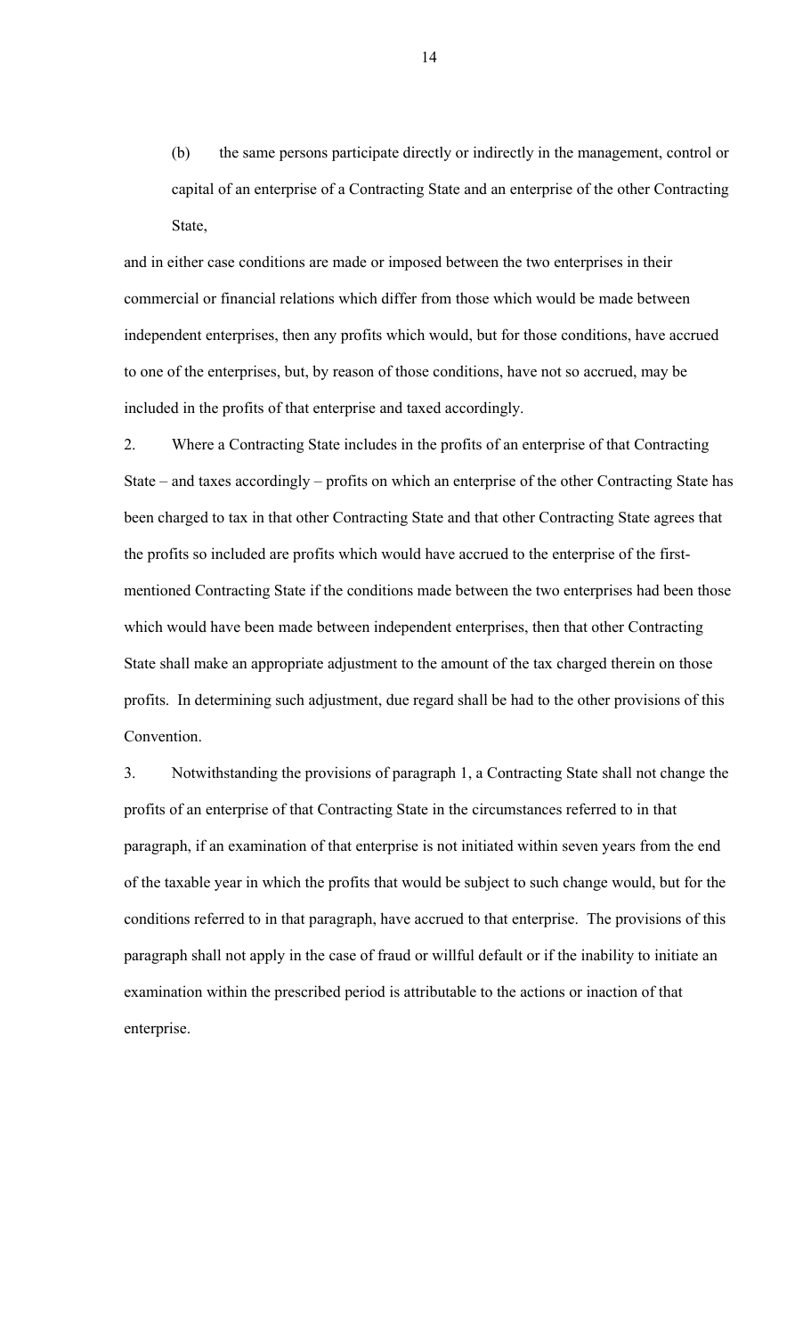(b) the same persons participate directly or indirectly in the management, control or capital of an enterprise of a Contracting State and an enterprise of the other Contracting State,

and in either case conditions are made or imposed between the two enterprises in their commercial or financial relations which differ from those which would be made between independent enterprises, then any profits which would, but for those conditions, have accrued to one of the enterprises, but, by reason of those conditions, have not so accrued, may be included in the profits of that enterprise and taxed accordingly.

2. Where a Contracting State includes in the profits of an enterprise of that Contracting State – and taxes accordingly – profits on which an enterprise of the other Contracting State has been charged to tax in that other Contracting State and that other Contracting State agrees that the profits so included are profits which would have accrued to the enterprise of the first-mentioned Contracting State if the conditions made between the two enterprises had been those which would have been made between independent enterprises, then that other Contracting State shall make an appropriate adjustment to the amount of the tax charged therein on those profits. In determining such adjustment, due regard shall be had to the other provisions of this Convention.

3. Notwithstanding the provisions of paragraph 1, a Contracting State shall not change the profits of an enterprise of that Contracting State in the circumstances referred to in that paragraph, if an examination of that enterprise is not initiated within seven years from the end of the taxable year in which the profits that would be subject to such change would, but for the conditions referred to in that paragraph, have accrued to that enterprise. The provisions of this paragraph shall not apply in the case of fraud or willful default or if the inability to initiate an examination within the prescribed period is attributable to the actions or inaction of that enterprise.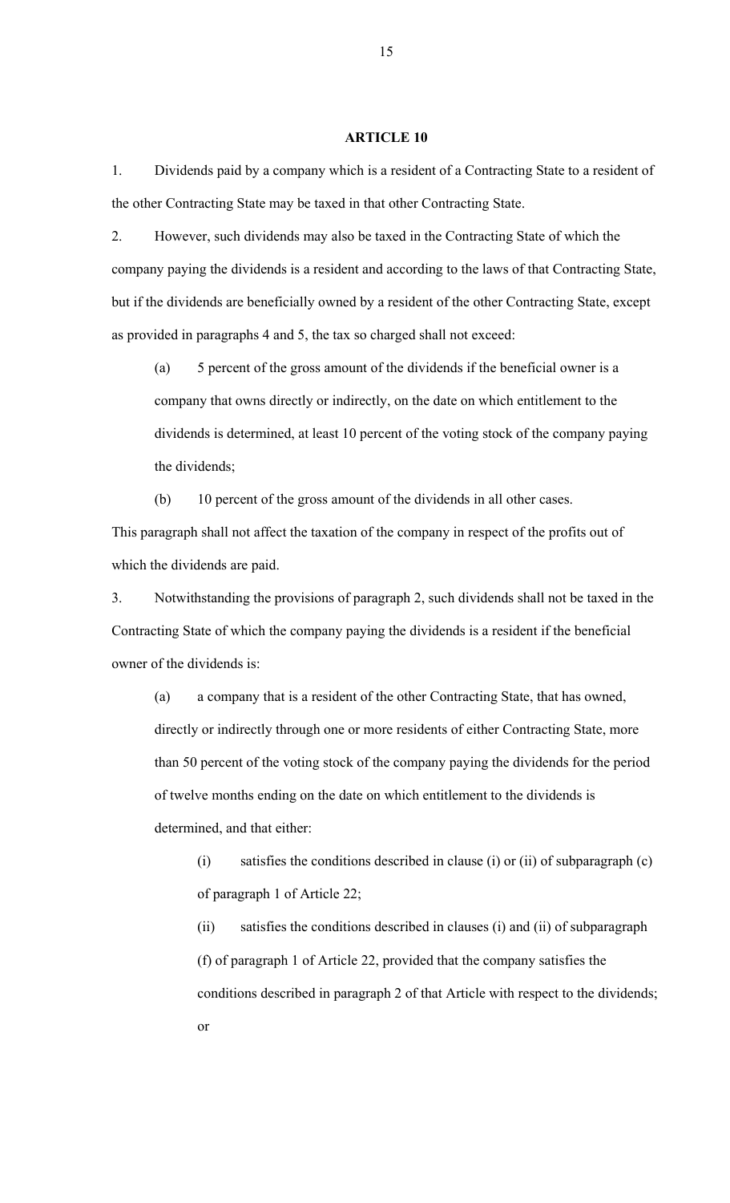**ARTICLE 10**

1. Dividends paid by a company which is a resident of a Contracting State to a resident of the other Contracting State may be taxed in that other Contracting State.

2. However, such dividends may also be taxed in the Contracting State of which the company paying the dividends is a resident and according to the laws of that Contracting State, but if the dividends are beneficially owned by a resident of the other Contracting State, except as provided in paragraphs 4 and 5, the tax so charged shall not exceed:

   (a) 5 percent of the gross amount of the dividends if the beneficial owner is a company that owns directly or indirectly, on the date on which entitlement to the dividends is determined, at least 10 percent of the voting stock of the company paying the dividends;

   (b) 10 percent of the gross amount of the dividends in all other cases.

This paragraph shall not affect the taxation of the company in respect of the profits out of which the dividends are paid.

3. Notwithstanding the provisions of paragraph 2, such dividends shall not be taxed in the Contracting State of which the company paying the dividends is a resident if the beneficial owner of the dividends is:

   (a) a company that is a resident of the other Contracting State, that has owned, directly or indirectly through one or more residents of either Contracting State, more than 50 percent of the voting stock of the company paying the dividends for the period of twelve months ending on the date on which entitlement to the dividends is determined, and that either:

      (i) satisfies the conditions described in clause (i) or (ii) of subparagraph (c) of paragraph 1 of Article 22;

      (ii) satisfies the conditions described in clauses (i) and (ii) of subparagraph (f) of paragraph 1 of Article 22, provided that the company satisfies the conditions described in paragraph 2 of that Article with respect to the dividends; or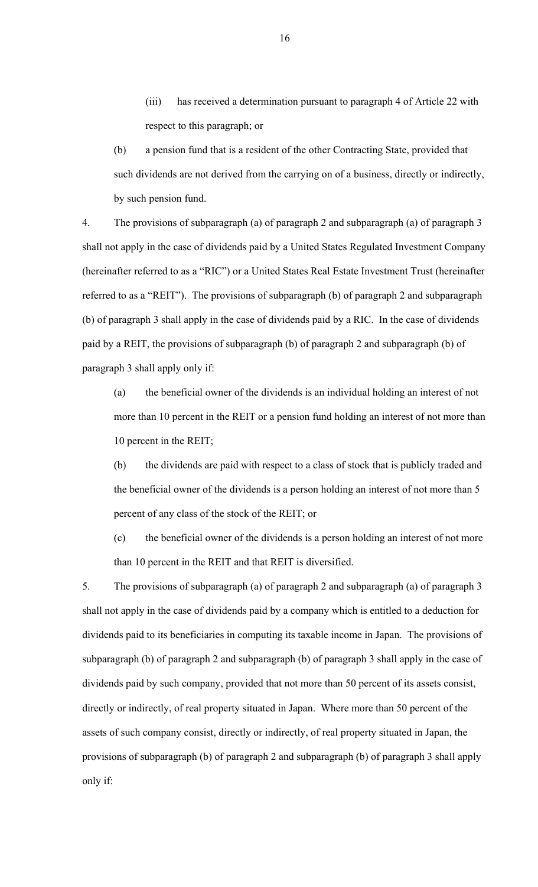(iii) has received a determination pursuant to paragraph 4 of Article 22 with respect to this paragraph; or

(b) a pension fund that is a resident of the other Contracting State, provided that such dividends are not derived from the carrying on of a business, directly or indirectly, by such pension fund.

4. The provisions of subparagraph (a) of paragraph 2 and subparagraph (a) of paragraph 3 shall not apply in the case of dividends paid by a United States Regulated Investment Company (hereinafter referred to as a "RIC") or a United States Real Estate Investment Trust (hereinafter referred to as a "REIT"). The provisions of subparagraph (b) of paragraph 2 and subparagraph (b) of paragraph 3 shall apply in the case of dividends paid by a RIC. In the case of dividends paid by a REIT, the provisions of subparagraph (b) of paragraph 2 and subparagraph (b) of paragraph 3 shall apply only if:

(a) the beneficial owner of the dividends is an individual holding an interest of not more than 10 percent in the REIT or a pension fund holding an interest of not more than 10 percent in the REIT;

(b) the dividends are paid with respect to a class of stock that is publicly traded and the beneficial owner of the dividends is a person holding an interest of not more than 5 percent of any class of the stock of the REIT; or

(c) the beneficial owner of the dividends is a person holding an interest of not more than 10 percent in the REIT and that REIT is diversified.

5. The provisions of subparagraph (a) of paragraph 2 and subparagraph (a) of paragraph 3 shall not apply in the case of dividends paid by a company which is entitled to a deduction for dividends paid to its beneficiaries in computing its taxable income in Japan. The provisions of subparagraph (b) of paragraph 2 and subparagraph (b) of paragraph 3 shall apply in the case of dividends paid by such company, provided that not more than 50 percent of its assets consist, directly or indirectly, of real property situated in Japan. Where more than 50 percent of the assets of such company consist, directly or indirectly, of real property situated in Japan, the provisions of subparagraph (b) of paragraph 2 and subparagraph (b) of paragraph 3 shall apply only if: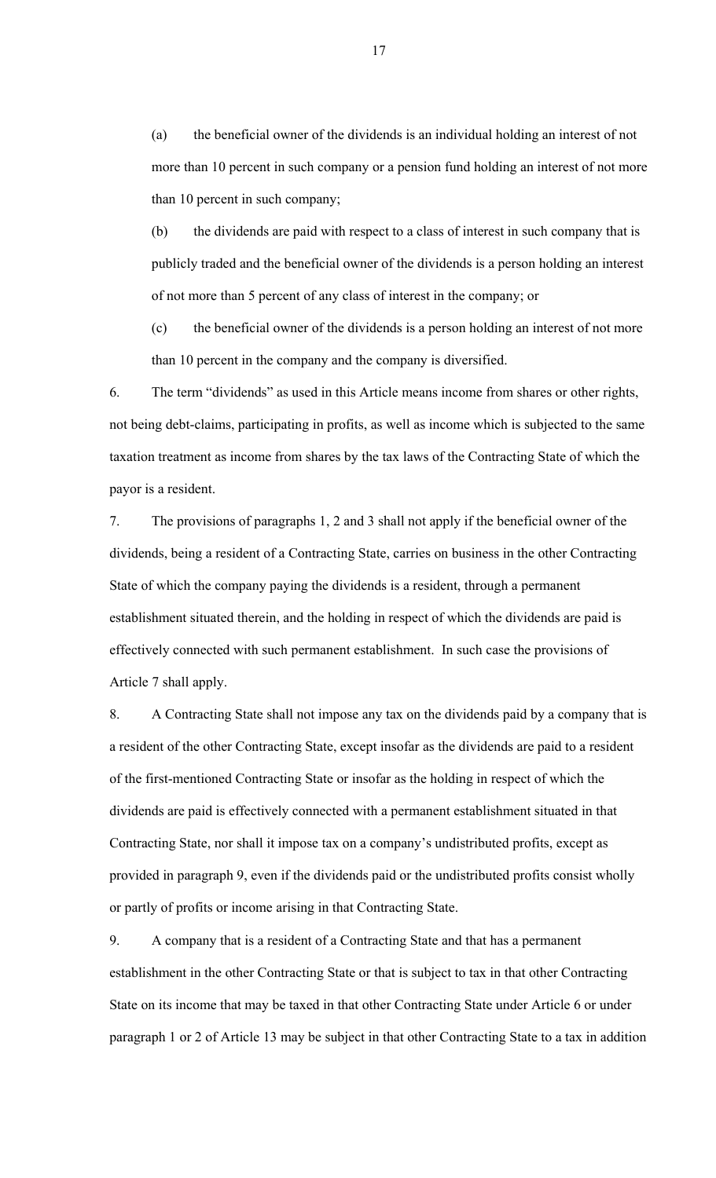(a) the beneficial owner of the dividends is an individual holding an interest of not more than 10 percent in such company or a pension fund holding an interest of not more than 10 percent in such company;

(b) the dividends are paid with respect to a class of interest in such company that is publicly traded and the beneficial owner of the dividends is a person holding an interest of not more than 5 percent of any class of interest in the company; or

(c) the beneficial owner of the dividends is a person holding an interest of not more than 10 percent in the company and the company is diversified.

6. The term "dividends" as used in this Article means income from shares or other rights, not being debt-claims, participating in profits, as well as income which is subjected to the same taxation treatment as income from shares by the tax laws of the Contracting State of which the payor is a resident.

7. The provisions of paragraphs 1, 2 and 3 shall not apply if the beneficial owner of the dividends, being a resident of a Contracting State, carries on business in the other Contracting State of which the company paying the dividends is a resident, through a permanent establishment situated therein, and the holding in respect of which the dividends are paid is effectively connected with such permanent establishment. In such case the provisions of Article 7 shall apply.

8. A Contracting State shall not impose any tax on the dividends paid by a company that is a resident of the other Contracting State, except insofar as the dividends are paid to a resident of the first-mentioned Contracting State or insofar as the holding in respect of which the dividends are paid is effectively connected with a permanent establishment situated in that Contracting State, nor shall it impose tax on a company's undistributed profits, except as provided in paragraph 9, even if the dividends paid or the undistributed profits consist wholly or partly of profits or income arising in that Contracting State.

9. A company that is a resident of a Contracting State and that has a permanent establishment in the other Contracting State or that is subject to tax in that other Contracting State on its income that may be taxed in that other Contracting State under Article 6 or under paragraph 1 or 2 of Article 13 may be subject in that other Contracting State to a tax in addition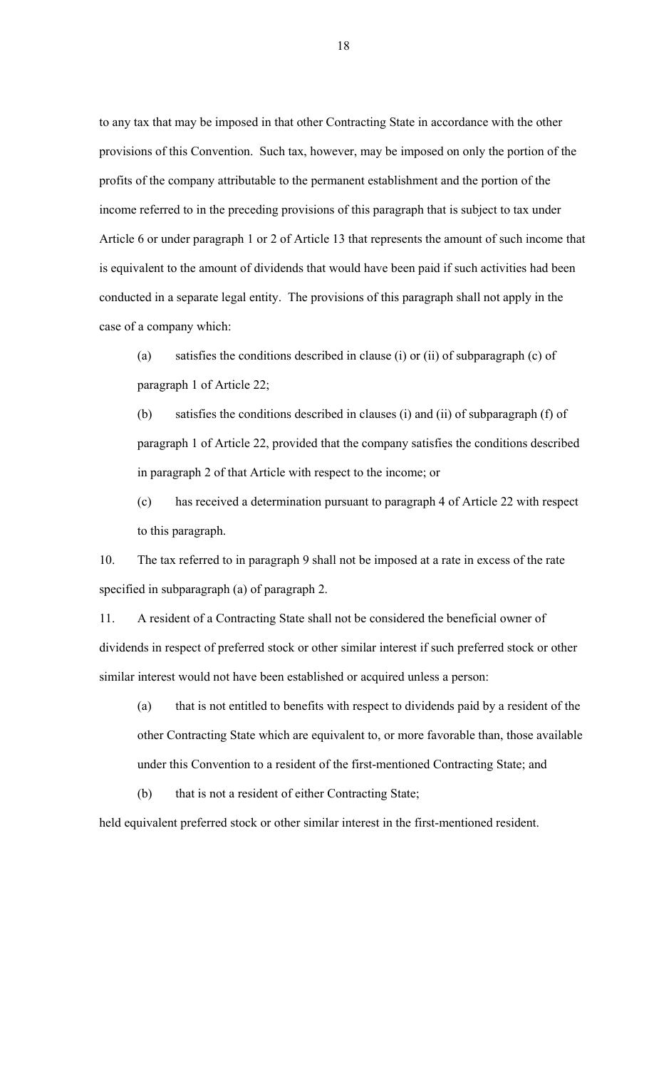to any tax that may be imposed in that other Contracting State in accordance with the other provisions of this Convention. Such tax, however, may be imposed on only the portion of the profits of the company attributable to the permanent establishment and the portion of the income referred to in the preceding provisions of this paragraph that is subject to tax under Article 6 or under paragraph 1 or 2 of Article 13 that represents the amount of such income that is equivalent to the amount of dividends that would have been paid if such activities had been conducted in a separate legal entity. The provisions of this paragraph shall not apply in the case of a company which:

(a) satisfies the conditions described in clause (i) or (ii) of subparagraph (c) of paragraph 1 of Article 22;

(b) satisfies the conditions described in clauses (i) and (ii) of subparagraph (f) of paragraph 1 of Article 22, provided that the company satisfies the conditions described in paragraph 2 of that Article with respect to the income; or

(c) has received a determination pursuant to paragraph 4 of Article 22 with respect to this paragraph.

10. The tax referred to in paragraph 9 shall not be imposed at a rate in excess of the rate specified in subparagraph (a) of paragraph 2.

11. A resident of a Contracting State shall not be considered the beneficial owner of dividends in respect of preferred stock or other similar interest if such preferred stock or other similar interest would not have been established or acquired unless a person:

(a) that is not entitled to benefits with respect to dividends paid by a resident of the other Contracting State which are equivalent to, or more favorable than, those available under this Convention to a resident of the first-mentioned Contracting State; and

(b) that is not a resident of either Contracting State;

held equivalent preferred stock or other similar interest in the first-mentioned resident.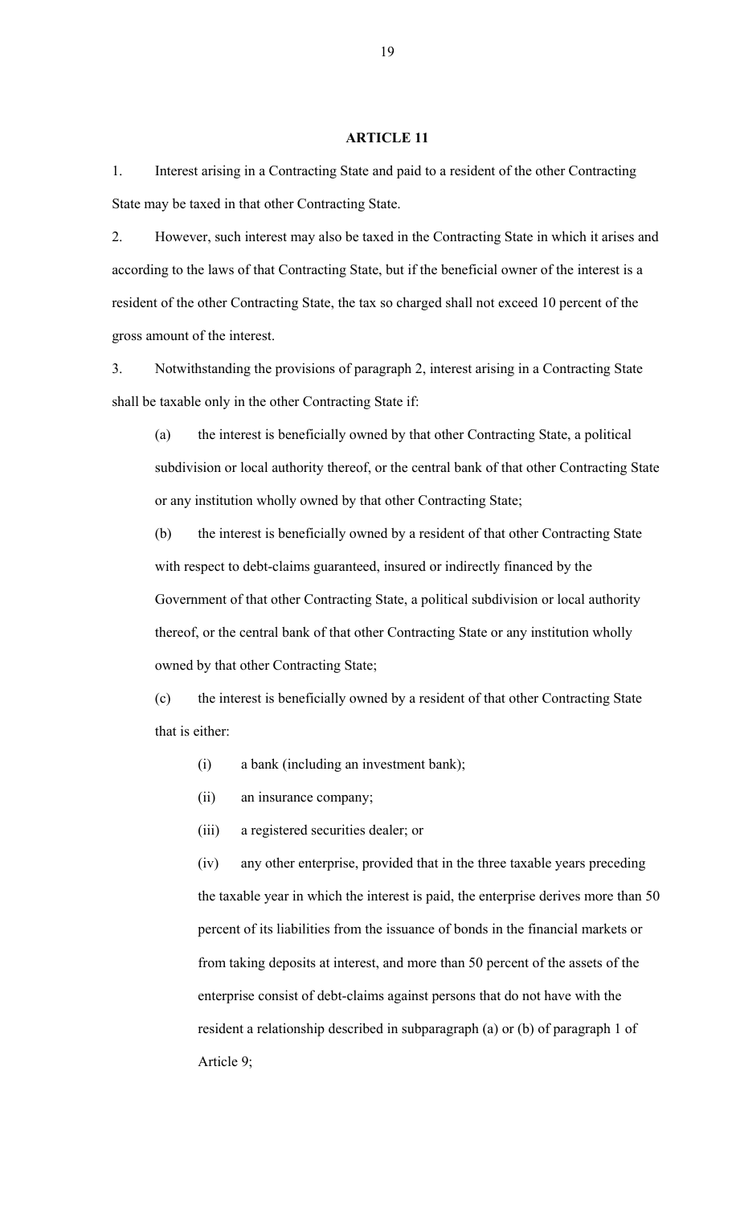**ARTICLE 11**

1. Interest arising in a Contracting State and paid to a resident of the other Contracting State may be taxed in that other Contracting State.

2. However, such interest may also be taxed in the Contracting State in which it arises and according to the laws of that Contracting State, but if the beneficial owner of the interest is a resident of the other Contracting State, the tax so charged shall not exceed 10 percent of the gross amount of the interest.

3. Notwithstanding the provisions of paragraph 2, interest arising in a Contracting State shall be taxable only in the other Contracting State if:

(a) the interest is beneficially owned by that other Contracting State, a political subdivision or local authority thereof, or the central bank of that other Contracting State or any institution wholly owned by that other Contracting State;

(b) the interest is beneficially owned by a resident of that other Contracting State with respect to debt-claims guaranteed, insured or indirectly financed by the Government of that other Contracting State, a political subdivision or local authority thereof, or the central bank of that other Contracting State or any institution wholly owned by that other Contracting State;

(c) the interest is beneficially owned by a resident of that other Contracting State that is either:

(i) a bank (including an investment bank);

(ii) an insurance company;

(iii) a registered securities dealer; or

(iv) any other enterprise, provided that in the three taxable years preceding the taxable year in which the interest is paid, the enterprise derives more than 50 percent of its liabilities from the issuance of bonds in the financial markets or from taking deposits at interest, and more than 50 percent of the assets of the enterprise consist of debt-claims against persons that do not have with the resident a relationship described in subparagraph (a) or (b) of paragraph 1 of Article 9;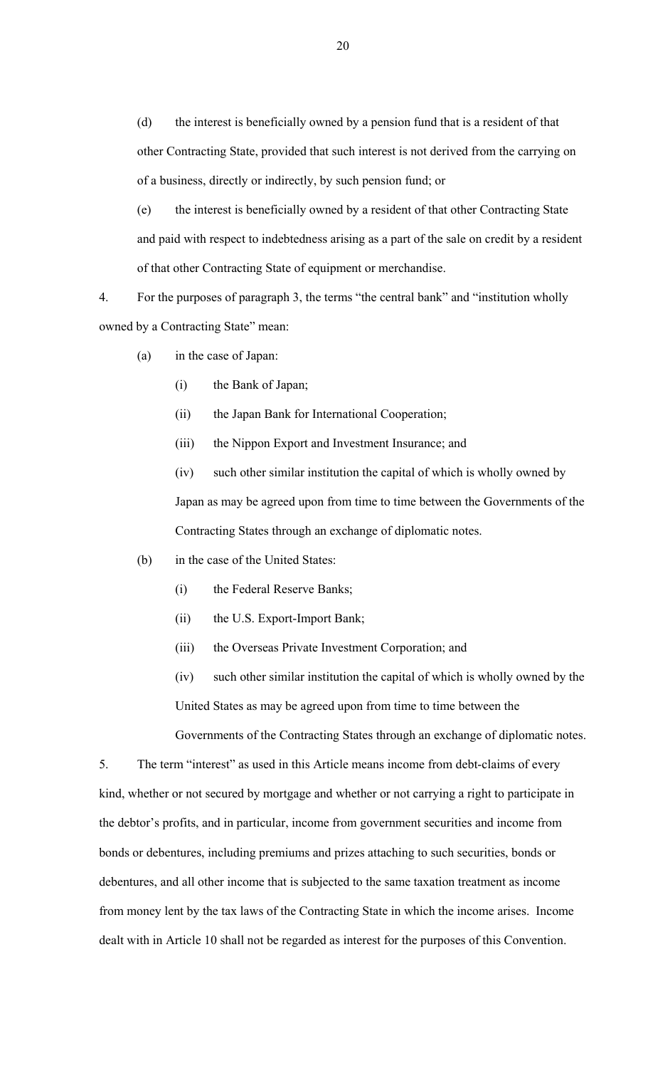(d) the interest is beneficially owned by a pension fund that is a resident of that other Contracting State, provided that such interest is not derived from the carrying on of a business, directly or indirectly, by such pension fund; or

(e) the interest is beneficially owned by a resident of that other Contracting State and paid with respect to indebtedness arising as a part of the sale on credit by a resident of that other Contracting State of equipment or merchandise.

4. For the purposes of paragraph 3, the terms "the central bank" and "institution wholly owned by a Contracting State" mean:

(a) in the case of Japan:

(i) the Bank of Japan;

(ii) the Japan Bank for International Cooperation;

(iii) the Nippon Export and Investment Insurance; and

(iv) such other similar institution the capital of which is wholly owned by Japan as may be agreed upon from time to time between the Governments of the Contracting States through an exchange of diplomatic notes.

(b) in the case of the United States:

(i) the Federal Reserve Banks;

(ii) the U.S. Export-Import Bank;

(iii) the Overseas Private Investment Corporation; and

(iv) such other similar institution the capital of which is wholly owned by the United States as may be agreed upon from time to time between the Governments of the Contracting States through an exchange of diplomatic notes.

5. The term "interest" as used in this Article means income from debt-claims of every kind, whether or not secured by mortgage and whether or not carrying a right to participate in the debtor's profits, and in particular, income from government securities and income from bonds or debentures, including premiums and prizes attaching to such securities, bonds or debentures, and all other income that is subjected to the same taxation treatment as income from money lent by the tax laws of the Contracting State in which the income arises. Income dealt with in Article 10 shall not be regarded as interest for the purposes of this Convention.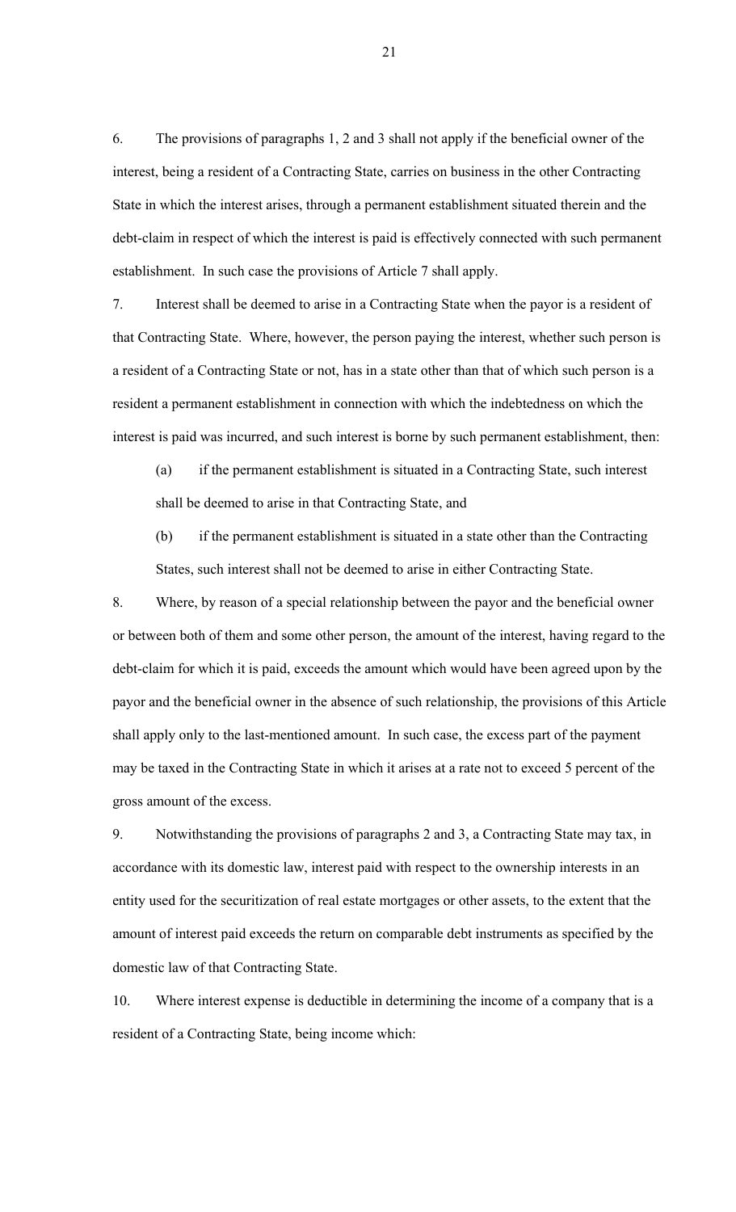6. The provisions of paragraphs 1, 2 and 3 shall not apply if the beneficial owner of the interest, being a resident of a Contracting State, carries on business in the other Contracting State in which the interest arises, through a permanent establishment situated therein and the debt-claim in respect of which the interest is paid is effectively connected with such permanent establishment. In such case the provisions of Article 7 shall apply.

7. Interest shall be deemed to arise in a Contracting State when the payor is a resident of that Contracting State. Where, however, the person paying the interest, whether such person is a resident of a Contracting State or not, has in a state other than that of which such person is a resident a permanent establishment in connection with which the indebtedness on which the interest is paid was incurred, and such interest is borne by such permanent establishment, then:

(a) if the permanent establishment is situated in a Contracting State, such interest shall be deemed to arise in that Contracting State, and

(b) if the permanent establishment is situated in a state other than the Contracting States, such interest shall not be deemed to arise in either Contracting State.

8. Where, by reason of a special relationship between the payor and the beneficial owner or between both of them and some other person, the amount of the interest, having regard to the debt-claim for which it is paid, exceeds the amount which would have been agreed upon by the payor and the beneficial owner in the absence of such relationship, the provisions of this Article shall apply only to the last-mentioned amount. In such case, the excess part of the payment may be taxed in the Contracting State in which it arises at a rate not to exceed 5 percent of the gross amount of the excess.

9. Notwithstanding the provisions of paragraphs 2 and 3, a Contracting State may tax, in accordance with its domestic law, interest paid with respect to the ownership interests in an entity used for the securitization of real estate mortgages or other assets, to the extent that the amount of interest paid exceeds the return on comparable debt instruments as specified by the domestic law of that Contracting State.

10. Where interest expense is deductible in determining the income of a company that is a resident of a Contracting State, being income which: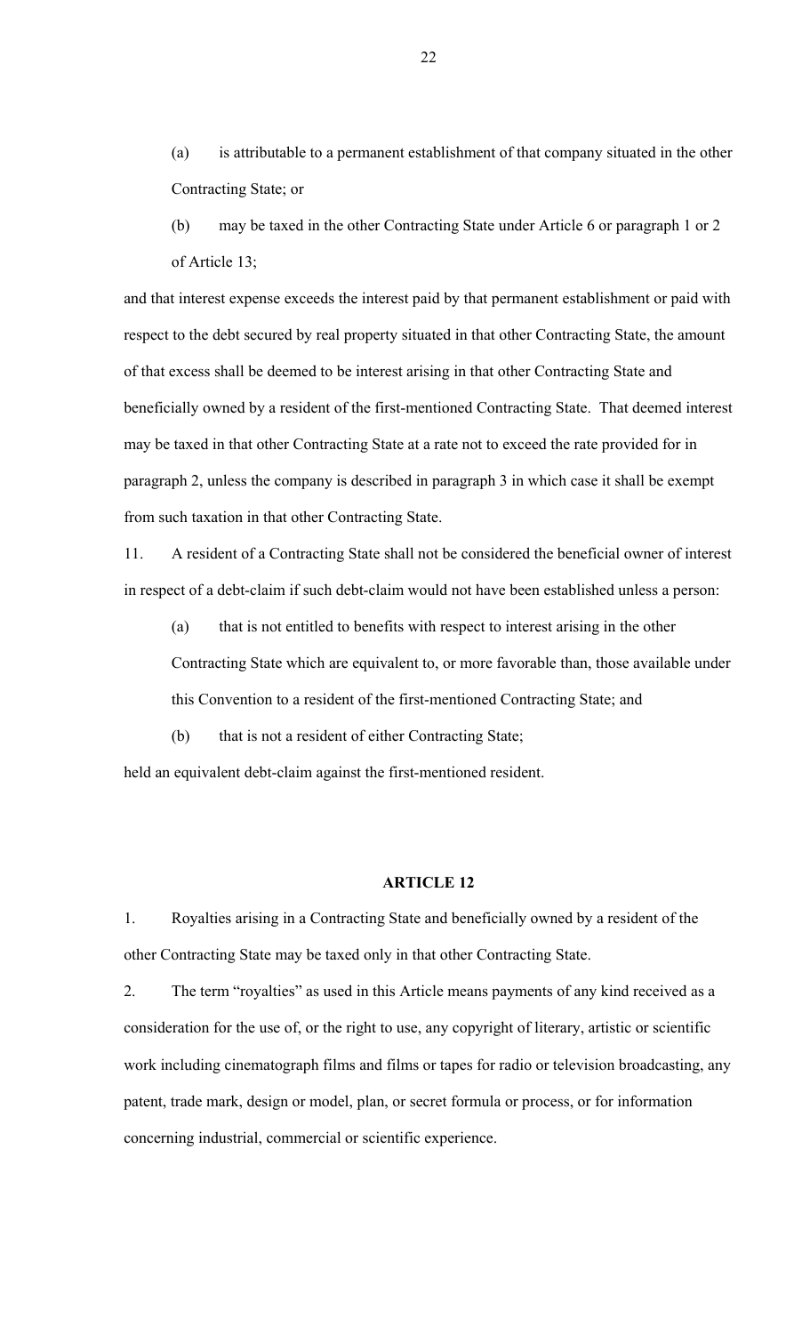(a) is attributable to a permanent establishment of that company situated in the other Contracting State; or

(b) may be taxed in the other Contracting State under Article 6 or paragraph 1 or 2 of Article 13;

and that interest expense exceeds the interest paid by that permanent establishment or paid with respect to the debt secured by real property situated in that other Contracting State, the amount of that excess shall be deemed to be interest arising in that other Contracting State and beneficially owned by a resident of the first-mentioned Contracting State. That deemed interest may be taxed in that other Contracting State at a rate not to exceed the rate provided for in paragraph 2, unless the company is described in paragraph 3 in which case it shall be exempt from such taxation in that other Contracting State.

11. A resident of a Contracting State shall not be considered the beneficial owner of interest in respect of a debt-claim if such debt-claim would not have been established unless a person:

(a) that is not entitled to benefits with respect to interest arising in the other Contracting State which are equivalent to, or more favorable than, those available under this Convention to a resident of the first-mentioned Contracting State; and

(b) that is not a resident of either Contracting State;

held an equivalent debt-claim against the first-mentioned resident.

## ARTICLE 12

1. Royalties arising in a Contracting State and beneficially owned by a resident of the other Contracting State may be taxed only in that other Contracting State.

2. The term "royalties" as used in this Article means payments of any kind received as a consideration for the use of, or the right to use, any copyright of literary, artistic or scientific work including cinematograph films and films or tapes for radio or television broadcasting, any patent, trade mark, design or model, plan, or secret formula or process, or for information concerning industrial, commercial or scientific experience.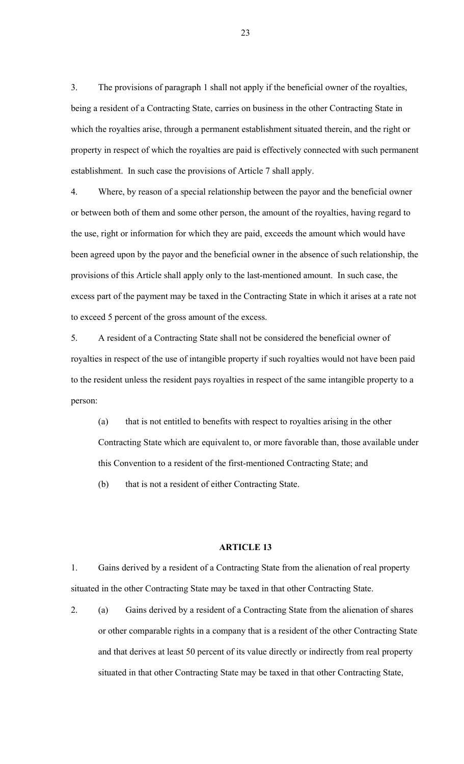3. The provisions of paragraph 1 shall not apply if the beneficial owner of the royalties, being a resident of a Contracting State, carries on business in the other Contracting State in which the royalties arise, through a permanent establishment situated therein, and the right or property in respect of which the royalties are paid is effectively connected with such permanent establishment. In such case the provisions of Article 7 shall apply.

4. Where, by reason of a special relationship between the payor and the beneficial owner or between both of them and some other person, the amount of the royalties, having regard to the use, right or information for which they are paid, exceeds the amount which would have been agreed upon by the payor and the beneficial owner in the absence of such relationship, the provisions of this Article shall apply only to the last-mentioned amount. In such case, the excess part of the payment may be taxed in the Contracting State in which it arises at a rate not to exceed 5 percent of the gross amount of the excess.

5. A resident of a Contracting State shall not be considered the beneficial owner of royalties in respect of the use of intangible property if such royalties would not have been paid to the resident unless the resident pays royalties in respect of the same intangible property to a person:

(a) that is not entitled to benefits with respect to royalties arising in the other Contracting State which are equivalent to, or more favorable than, those available under this Convention to a resident of the first-mentioned Contracting State; and

(b) that is not a resident of either Contracting State.

## ARTICLE 13

1. Gains derived by a resident of a Contracting State from the alienation of real property situated in the other Contracting State may be taxed in that other Contracting State.

2. (a) Gains derived by a resident of a Contracting State from the alienation of shares or other comparable rights in a company that is a resident of the other Contracting State and that derives at least 50 percent of its value directly or indirectly from real property situated in that other Contracting State may be taxed in that other Contracting State,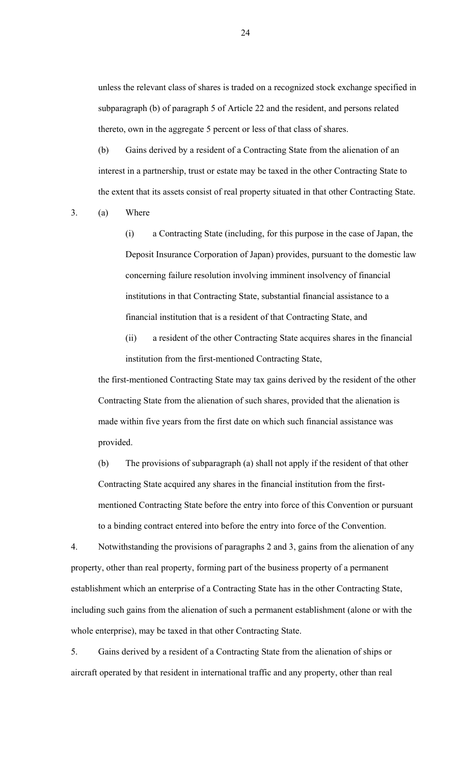unless the relevant class of shares is traded on a recognized stock exchange specified in subparagraph (b) of paragraph 5 of Article 22 and the resident, and persons related thereto, own in the aggregate 5 percent or less of that class of shares.

(b) Gains derived by a resident of a Contracting State from the alienation of an interest in a partnership, trust or estate may be taxed in the other Contracting State to the extent that its assets consist of real property situated in that other Contracting State.

3. (a) Where

(i) a Contracting State (including, for this purpose in the case of Japan, the Deposit Insurance Corporation of Japan) provides, pursuant to the domestic law concerning failure resolution involving imminent insolvency of financial institutions in that Contracting State, substantial financial assistance to a financial institution that is a resident of that Contracting State, and

(ii) a resident of the other Contracting State acquires shares in the financial institution from the first-mentioned Contracting State,

the first-mentioned Contracting State may tax gains derived by the resident of the other Contracting State from the alienation of such shares, provided that the alienation is made within five years from the first date on which such financial assistance was provided.

(b) The provisions of subparagraph (a) shall not apply if the resident of that other Contracting State acquired any shares in the financial institution from the first-mentioned Contracting State before the entry into force of this Convention or pursuant to a binding contract entered into before the entry into force of the Convention.

4. Notwithstanding the provisions of paragraphs 2 and 3, gains from the alienation of any property, other than real property, forming part of the business property of a permanent establishment which an enterprise of a Contracting State has in the other Contracting State, including such gains from the alienation of such a permanent establishment (alone or with the whole enterprise), may be taxed in that other Contracting State.

5. Gains derived by a resident of a Contracting State from the alienation of ships or aircraft operated by that resident in international traffic and any property, other than real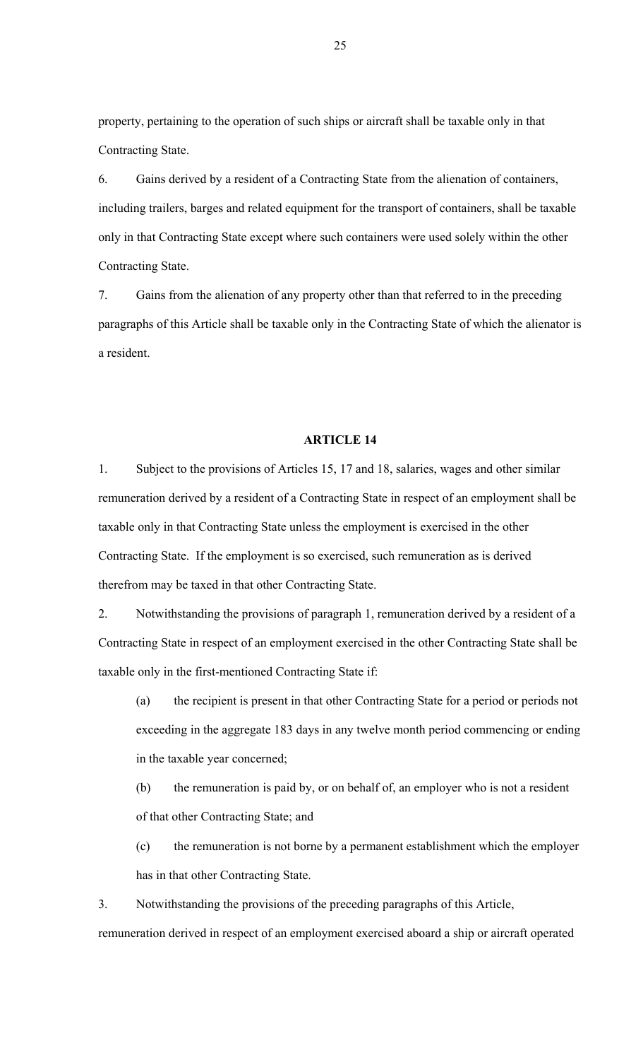property, pertaining to the operation of such ships or aircraft shall be taxable only in that Contracting State.

6. Gains derived by a resident of a Contracting State from the alienation of containers, including trailers, barges and related equipment for the transport of containers, shall be taxable only in that Contracting State except where such containers were used solely within the other Contracting State.

7. Gains from the alienation of any property other than that referred to in the preceding paragraphs of this Article shall be taxable only in the Contracting State of which the alienator is a resident.

## ARTICLE 14

1. Subject to the provisions of Articles 15, 17 and 18, salaries, wages and other similar remuneration derived by a resident of a Contracting State in respect of an employment shall be taxable only in that Contracting State unless the employment is exercised in the other Contracting State. If the employment is so exercised, such remuneration as is derived therefrom may be taxed in that other Contracting State.

2. Notwithstanding the provisions of paragraph 1, remuneration derived by a resident of a Contracting State in respect of an employment exercised in the other Contracting State shall be taxable only in the first-mentioned Contracting State if:

   (a) the recipient is present in that other Contracting State for a period or periods not exceeding in the aggregate 183 days in any twelve month period commencing or ending in the taxable year concerned;

   (b) the remuneration is paid by, or on behalf of, an employer who is not a resident of that other Contracting State; and

   (c) the remuneration is not borne by a permanent establishment which the employer has in that other Contracting State.

3. Notwithstanding the provisions of the preceding paragraphs of this Article, remuneration derived in respect of an employment exercised aboard a ship or aircraft operated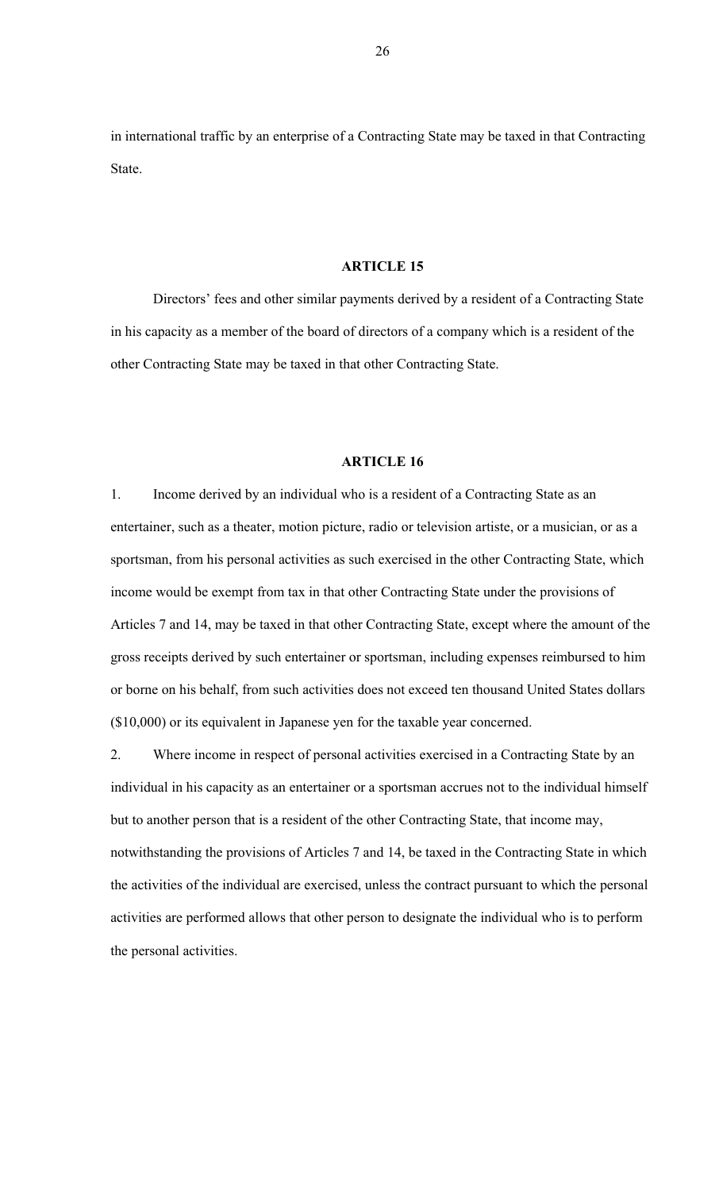in international traffic by an enterprise of a Contracting State may be taxed in that Contracting State.

## ARTICLE 15

Directors' fees and other similar payments derived by a resident of a Contracting State in his capacity as a member of the board of directors of a company which is a resident of the other Contracting State may be taxed in that other Contracting State.

## ARTICLE 16

1. Income derived by an individual who is a resident of a Contracting State as an entertainer, such as a theater, motion picture, radio or television artiste, or a musician, or as a sportsman, from his personal activities as such exercised in the other Contracting State, which income would be exempt from tax in that other Contracting State under the provisions of Articles 7 and 14, may be taxed in that other Contracting State, except where the amount of the gross receipts derived by such entertainer or sportsman, including expenses reimbursed to him or borne on his behalf, from such activities does not exceed ten thousand United States dollars ($10,000) or its equivalent in Japanese yen for the taxable year concerned.

2. Where income in respect of personal activities exercised in a Contracting State by an individual in his capacity as an entertainer or a sportsman accrues not to the individual himself but to another person that is a resident of the other Contracting State, that income may, notwithstanding the provisions of Articles 7 and 14, be taxed in the Contracting State in which the activities of the individual are exercised, unless the contract pursuant to which the personal activities are performed allows that other person to designate the individual who is to perform the personal activities.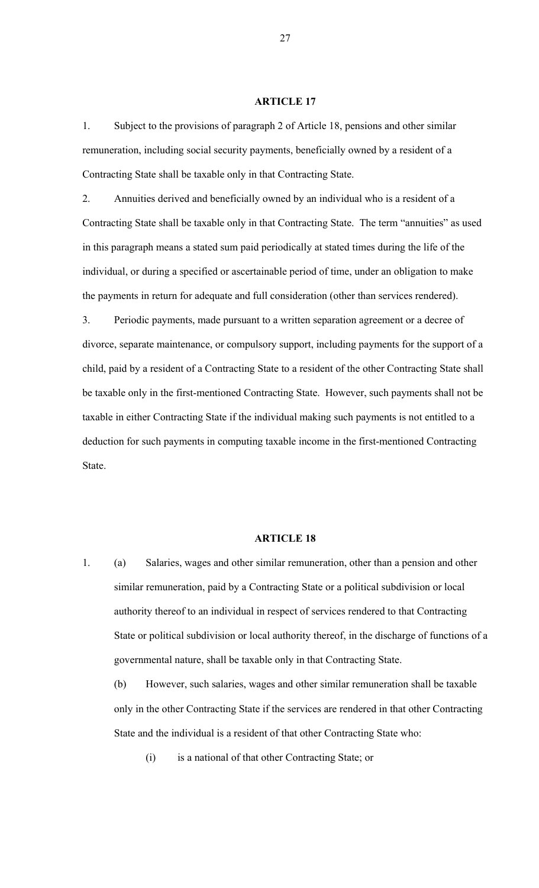## ARTICLE 17

1. Subject to the provisions of paragraph 2 of Article 18, pensions and other similar remuneration, including social security payments, beneficially owned by a resident of a Contracting State shall be taxable only in that Contracting State.

2. Annuities derived and beneficially owned by an individual who is a resident of a Contracting State shall be taxable only in that Contracting State. The term "annuities" as used in this paragraph means a stated sum paid periodically at stated times during the life of the individual, or during a specified or ascertainable period of time, under an obligation to make the payments in return for adequate and full consideration (other than services rendered).

3. Periodic payments, made pursuant to a written separation agreement or a decree of divorce, separate maintenance, or compulsory support, including payments for the support of a child, paid by a resident of a Contracting State to a resident of the other Contracting State shall be taxable only in the first-mentioned Contracting State. However, such payments shall not be taxable in either Contracting State if the individual making such payments is not entitled to a deduction for such payments in computing taxable income in the first-mentioned Contracting State.

## ARTICLE 18

1. (a) Salaries, wages and other similar remuneration, other than a pension and other similar remuneration, paid by a Contracting State or a political subdivision or local authority thereof to an individual in respect of services rendered to that Contracting State or political subdivision or local authority thereof, in the discharge of functions of a governmental nature, shall be taxable only in that Contracting State.

   (b) However, such salaries, wages and other similar remuneration shall be taxable only in the other Contracting State if the services are rendered in that other Contracting State and the individual is a resident of that other Contracting State who:

      (i) is a national of that other Contracting State; or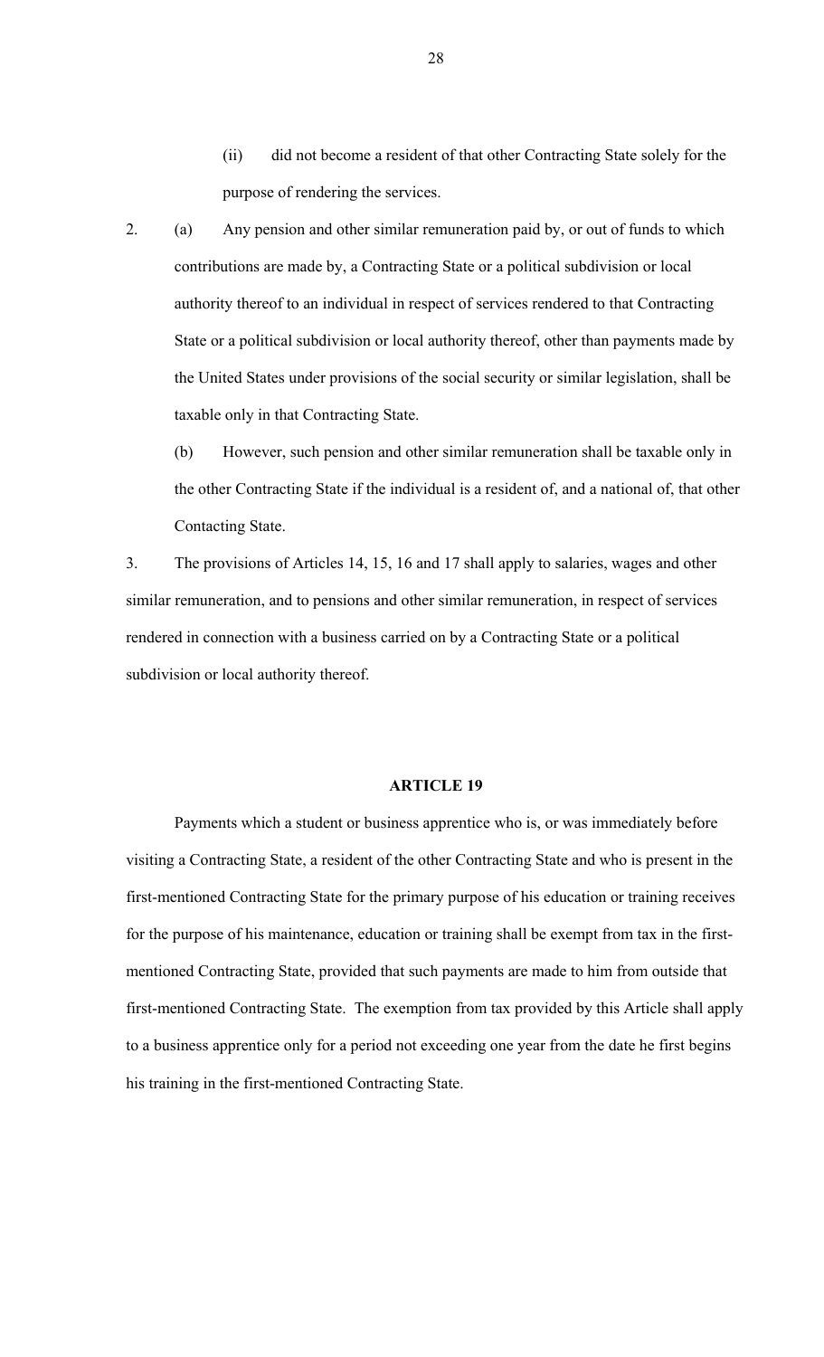(ii) did not become a resident of that other Contracting State solely for the purpose of rendering the services.

2. (a) Any pension and other similar remuneration paid by, or out of funds to which contributions are made by, a Contracting State or a political subdivision or local authority thereof to an individual in respect of services rendered to that Contracting State or a political subdivision or local authority thereof, other than payments made by the United States under provisions of the social security or similar legislation, shall be taxable only in that Contracting State.

(b) However, such pension and other similar remuneration shall be taxable only in the other Contracting State if the individual is a resident of, and a national of, that other Contacting State.

3. The provisions of Articles 14, 15, 16 and 17 shall apply to salaries, wages and other similar remuneration, and to pensions and other similar remuneration, in respect of services rendered in connection with a business carried on by a Contracting State or a political subdivision or local authority thereof.

## ARTICLE 19

Payments which a student or business apprentice who is, or was immediately before visiting a Contracting State, a resident of the other Contracting State and who is present in the first-mentioned Contracting State for the primary purpose of his education or training receives for the purpose of his maintenance, education or training shall be exempt from tax in the first-mentioned Contracting State, provided that such payments are made to him from outside that first-mentioned Contracting State. The exemption from tax provided by this Article shall apply to a business apprentice only for a period not exceeding one year from the date he first begins his training in the first-mentioned Contracting State.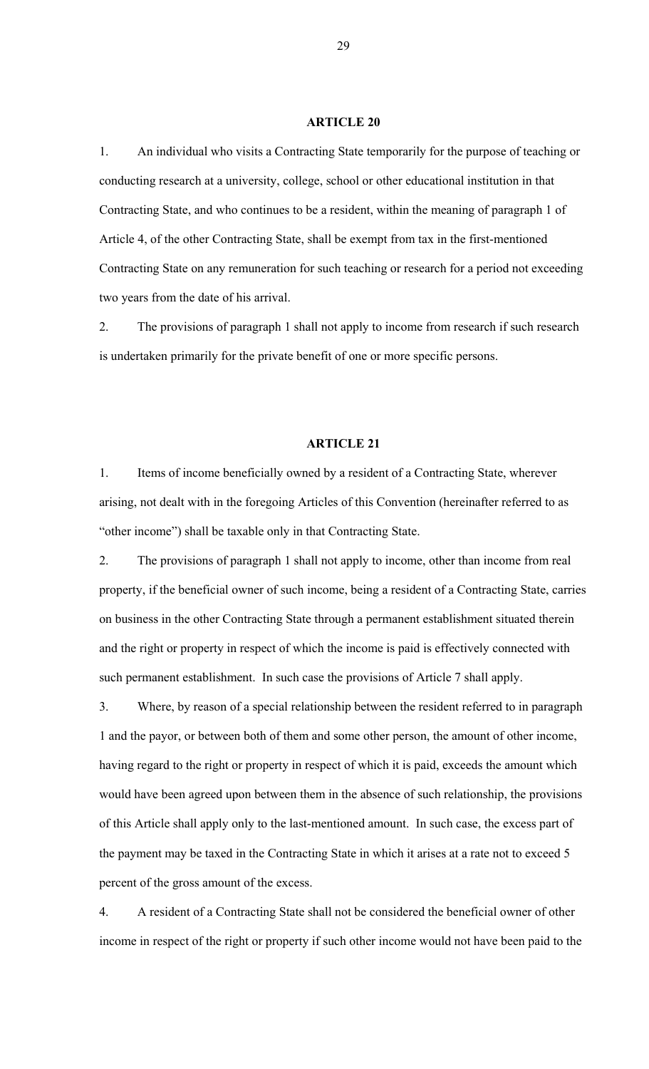## ARTICLE 20

1. An individual who visits a Contracting State temporarily for the purpose of teaching or conducting research at a university, college, school or other educational institution in that Contracting State, and who continues to be a resident, within the meaning of paragraph 1 of Article 4, of the other Contracting State, shall be exempt from tax in the first-mentioned Contracting State on any remuneration for such teaching or research for a period not exceeding two years from the date of his arrival.

2. The provisions of paragraph 1 shall not apply to income from research if such research is undertaken primarily for the private benefit of one or more specific persons.

## ARTICLE 21

1. Items of income beneficially owned by a resident of a Contracting State, wherever arising, not dealt with in the foregoing Articles of this Convention (hereinafter referred to as "other income") shall be taxable only in that Contracting State.

2. The provisions of paragraph 1 shall not apply to income, other than income from real property, if the beneficial owner of such income, being a resident of a Contracting State, carries on business in the other Contracting State through a permanent establishment situated therein and the right or property in respect of which the income is paid is effectively connected with such permanent establishment. In such case the provisions of Article 7 shall apply.

3. Where, by reason of a special relationship between the resident referred to in paragraph 1 and the payor, or between both of them and some other person, the amount of other income, having regard to the right or property in respect of which it is paid, exceeds the amount which would have been agreed upon between them in the absence of such relationship, the provisions of this Article shall apply only to the last-mentioned amount. In such case, the excess part of the payment may be taxed in the Contracting State in which it arises at a rate not to exceed 5 percent of the gross amount of the excess.

4. A resident of a Contracting State shall not be considered the beneficial owner of other income in respect of the right or property if such other income would not have been paid to the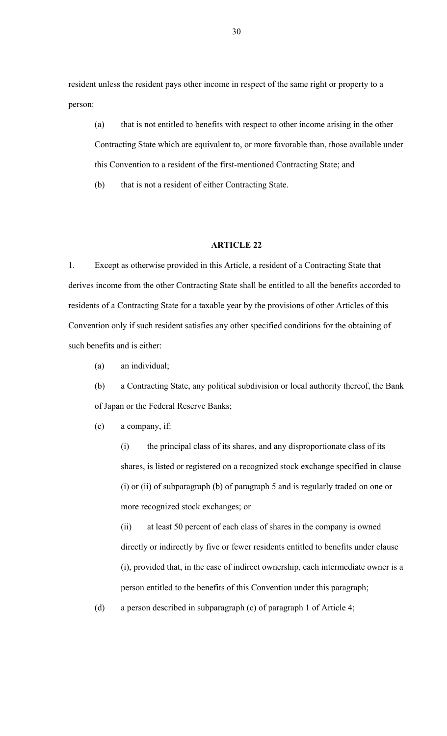resident unless the resident pays other income in respect of the same right or property to a person:

(a) that is not entitled to benefits with respect to other income arising in the other Contracting State which are equivalent to, or more favorable than, those available under this Convention to a resident of the first-mentioned Contracting State; and

(b) that is not a resident of either Contracting State.

## ARTICLE 22

1. Except as otherwise provided in this Article, a resident of a Contracting State that derives income from the other Contracting State shall be entitled to all the benefits accorded to residents of a Contracting State for a taxable year by the provisions of other Articles of this Convention only if such resident satisfies any other specified conditions for the obtaining of such benefits and is either:

(a) an individual;

(b) a Contracting State, any political subdivision or local authority thereof, the Bank of Japan or the Federal Reserve Banks;

(c) a company, if:

(i) the principal class of its shares, and any disproportionate class of its shares, is listed or registered on a recognized stock exchange specified in clause (i) or (ii) of subparagraph (b) of paragraph 5 and is regularly traded on one or more recognized stock exchanges; or

(ii) at least 50 percent of each class of shares in the company is owned directly or indirectly by five or fewer residents entitled to benefits under clause (i), provided that, in the case of indirect ownership, each intermediate owner is a person entitled to the benefits of this Convention under this paragraph;

(d) a person described in subparagraph (c) of paragraph 1 of Article 4;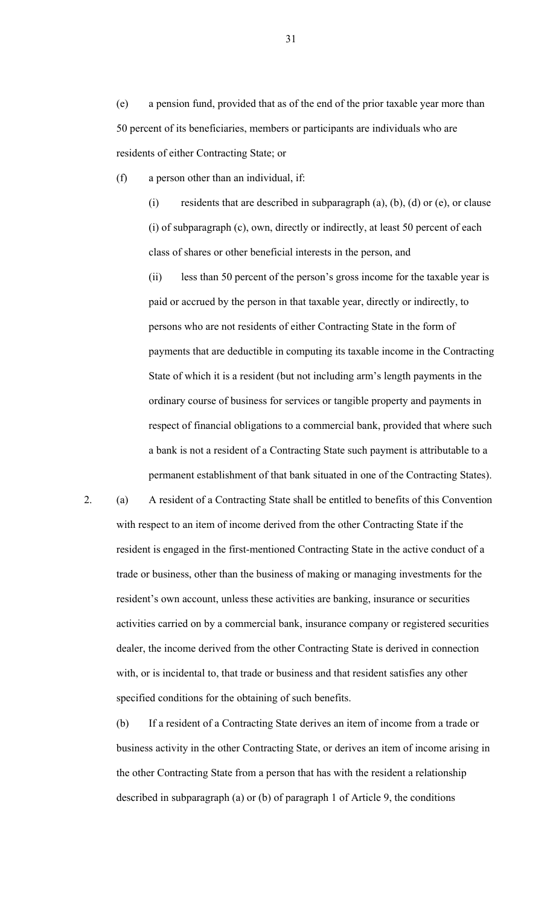(e) a pension fund, provided that as of the end of the prior taxable year more than 50 percent of its beneficiaries, members or participants are individuals who are residents of either Contracting State; or

(f) a person other than an individual, if:

(i) residents that are described in subparagraph (a), (b), (d) or (e), or clause (i) of subparagraph (c), own, directly or indirectly, at least 50 percent of each class of shares or other beneficial interests in the person, and

(ii) less than 50 percent of the person's gross income for the taxable year is paid or accrued by the person in that taxable year, directly or indirectly, to persons who are not residents of either Contracting State in the form of payments that are deductible in computing its taxable income in the Contracting State of which it is a resident (but not including arm's length payments in the ordinary course of business for services or tangible property and payments in respect of financial obligations to a commercial bank, provided that where such a bank is not a resident of a Contracting State such payment is attributable to a permanent establishment of that bank situated in one of the Contracting States).

2. (a) A resident of a Contracting State shall be entitled to benefits of this Convention with respect to an item of income derived from the other Contracting State if the resident is engaged in the first-mentioned Contracting State in the active conduct of a trade or business, other than the business of making or managing investments for the resident's own account, unless these activities are banking, insurance or securities activities carried on by a commercial bank, insurance company or registered securities dealer, the income derived from the other Contracting State is derived in connection with, or is incidental to, that trade or business and that resident satisfies any other specified conditions for the obtaining of such benefits.

(b) If a resident of a Contracting State derives an item of income from a trade or business activity in the other Contracting State, or derives an item of income arising in the other Contracting State from a person that has with the resident a relationship described in subparagraph (a) or (b) of paragraph 1 of Article 9, the conditions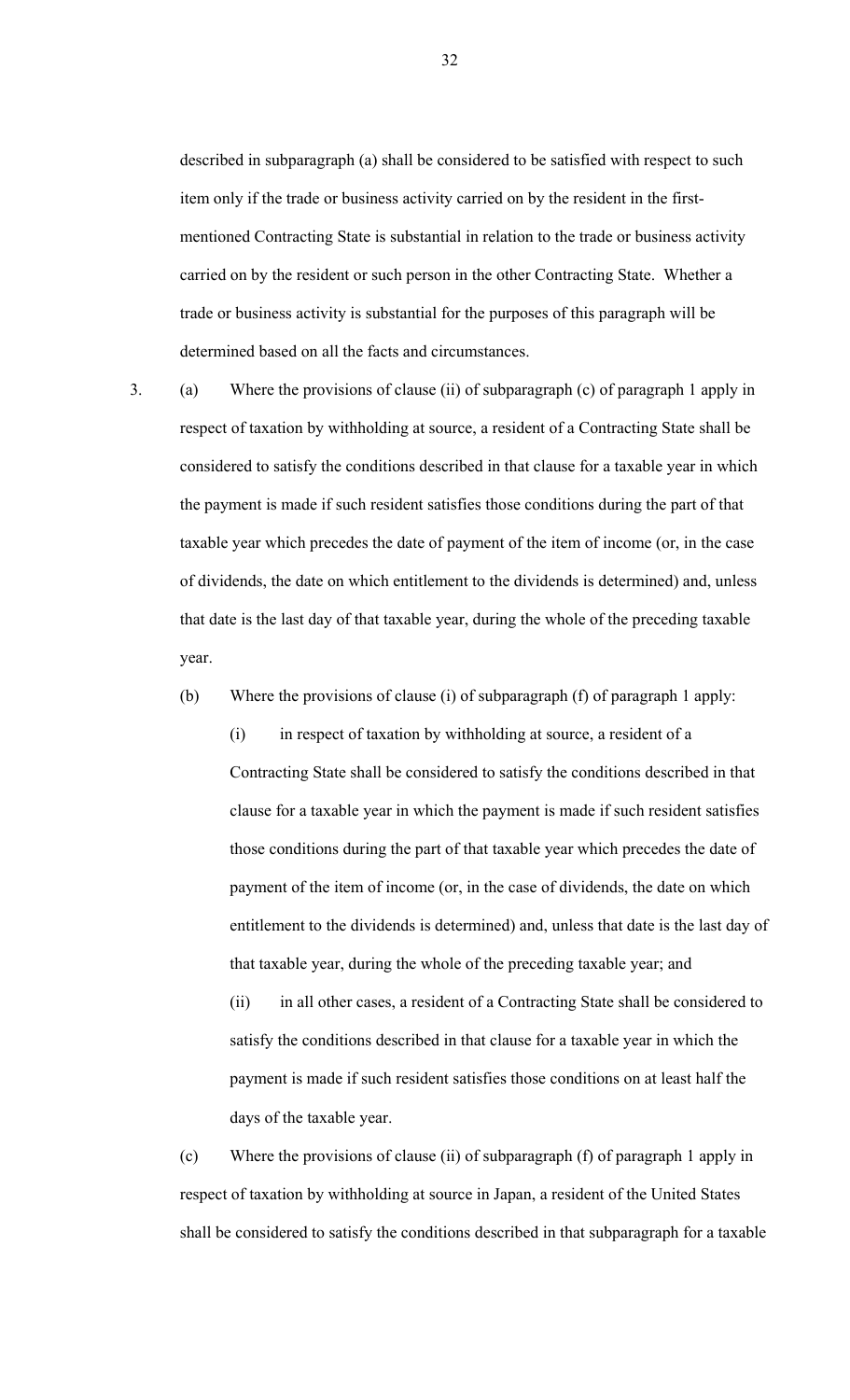described in subparagraph (a) shall be considered to be satisfied with respect to such item only if the trade or business activity carried on by the resident in the first-mentioned Contracting State is substantial in relation to the trade or business activity carried on by the resident or such person in the other Contracting State. Whether a trade or business activity is substantial for the purposes of this paragraph will be determined based on all the facts and circumstances.

3. (a) Where the provisions of clause (ii) of subparagraph (c) of paragraph 1 apply in respect of taxation by withholding at source, a resident of a Contracting State shall be considered to satisfy the conditions described in that clause for a taxable year in which the payment is made if such resident satisfies those conditions during the part of that taxable year which precedes the date of payment of the item of income (or, in the case of dividends, the date on which entitlement to the dividends is determined) and, unless that date is the last day of that taxable year, during the whole of the preceding taxable year.

(b) Where the provisions of clause (i) of subparagraph (f) of paragraph 1 apply:

(i) in respect of taxation by withholding at source, a resident of a Contracting State shall be considered to satisfy the conditions described in that clause for a taxable year in which the payment is made if such resident satisfies those conditions during the part of that taxable year which precedes the date of payment of the item of income (or, in the case of dividends, the date on which entitlement to the dividends is determined) and, unless that date is the last day of that taxable year, during the whole of the preceding taxable year; and

(ii) in all other cases, a resident of a Contracting State shall be considered to satisfy the conditions described in that clause for a taxable year in which the payment is made if such resident satisfies those conditions on at least half the days of the taxable year.

(c) Where the provisions of clause (ii) of subparagraph (f) of paragraph 1 apply in respect of taxation by withholding at source in Japan, a resident of the United States shall be considered to satisfy the conditions described in that subparagraph for a taxable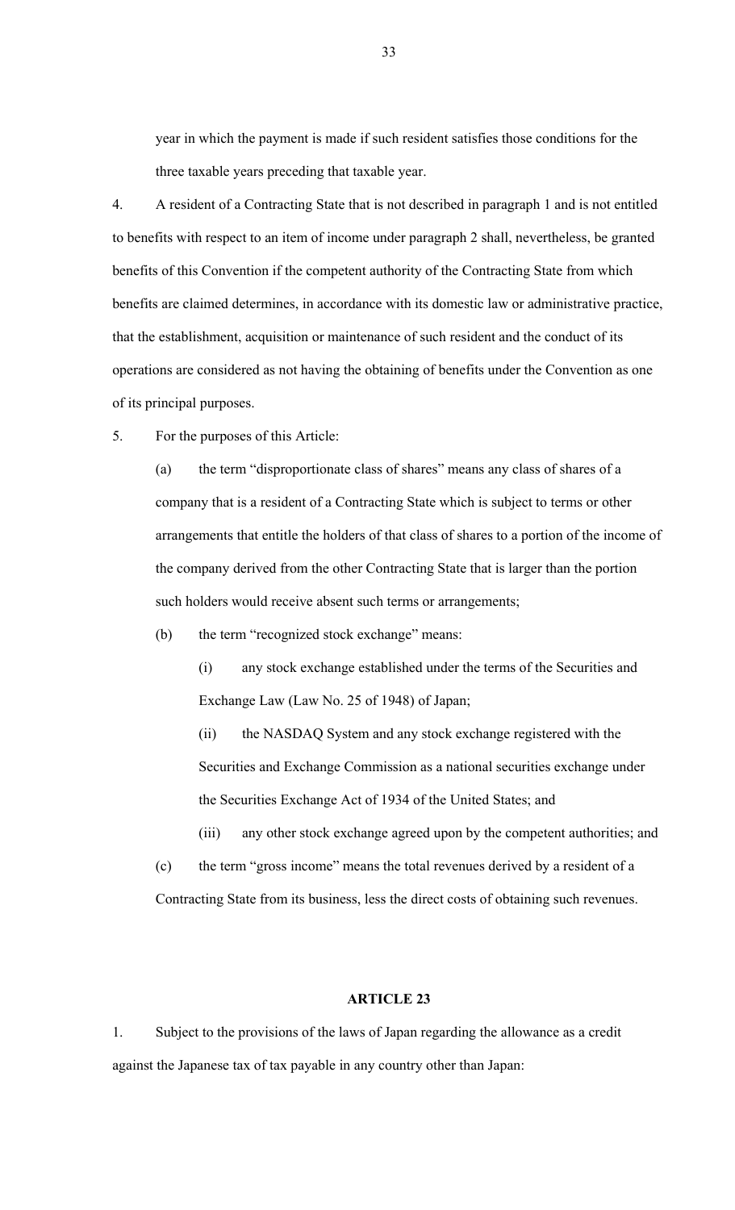year in which the payment is made if such resident satisfies those conditions for the three taxable years preceding that taxable year.

4. A resident of a Contracting State that is not described in paragraph 1 and is not entitled to benefits with respect to an item of income under paragraph 2 shall, nevertheless, be granted benefits of this Convention if the competent authority of the Contracting State from which benefits are claimed determines, in accordance with its domestic law or administrative practice, that the establishment, acquisition or maintenance of such resident and the conduct of its operations are considered as not having the obtaining of benefits under the Convention as one of its principal purposes.

5. For the purposes of this Article:

(a) the term "disproportionate class of shares" means any class of shares of a company that is a resident of a Contracting State which is subject to terms or other arrangements that entitle the holders of that class of shares to a portion of the income of the company derived from the other Contracting State that is larger than the portion such holders would receive absent such terms or arrangements;

(b) the term "recognized stock exchange" means:

(i) any stock exchange established under the terms of the Securities and Exchange Law (Law No. 25 of 1948) of Japan;

(ii) the NASDAQ System and any stock exchange registered with the Securities and Exchange Commission as a national securities exchange under the Securities Exchange Act of 1934 of the United States; and

(iii) any other stock exchange agreed upon by the competent authorities; and

(c) the term "gross income" means the total revenues derived by a resident of a Contracting State from its business, less the direct costs of obtaining such revenues.

## ARTICLE 23

1. Subject to the provisions of the laws of Japan regarding the allowance as a credit against the Japanese tax of tax payable in any country other than Japan: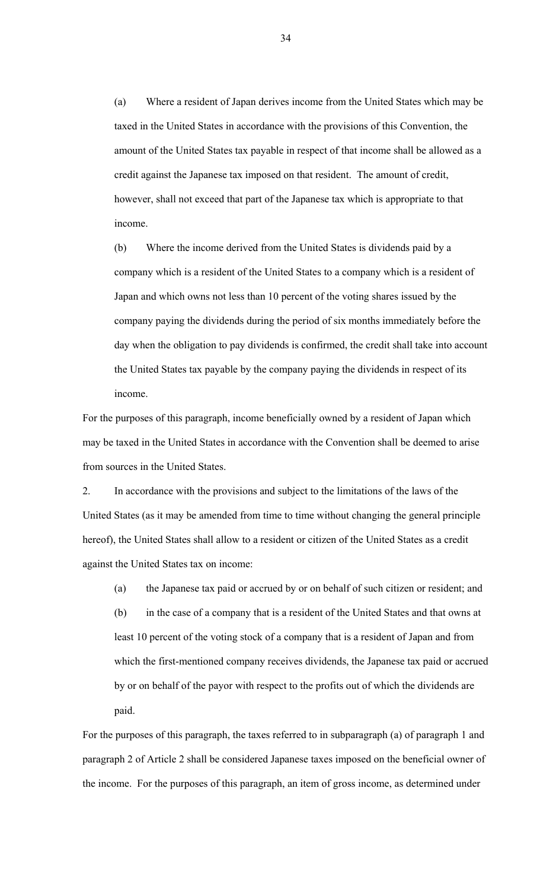(a) Where a resident of Japan derives income from the United States which may be taxed in the United States in accordance with the provisions of this Convention, the amount of the United States tax payable in respect of that income shall be allowed as a credit against the Japanese tax imposed on that resident. The amount of credit, however, shall not exceed that part of the Japanese tax which is appropriate to that income.

(b) Where the income derived from the United States is dividends paid by a company which is a resident of the United States to a company which is a resident of Japan and which owns not less than 10 percent of the voting shares issued by the company paying the dividends during the period of six months immediately before the day when the obligation to pay dividends is confirmed, the credit shall take into account the United States tax payable by the company paying the dividends in respect of its income.

For the purposes of this paragraph, income beneficially owned by a resident of Japan which may be taxed in the United States in accordance with the Convention shall be deemed to arise from sources in the United States.

2. In accordance with the provisions and subject to the limitations of the laws of the United States (as it may be amended from time to time without changing the general principle hereof), the United States shall allow to a resident or citizen of the United States as a credit against the United States tax on income:

(a) the Japanese tax paid or accrued by or on behalf of such citizen or resident; and

(b) in the case of a company that is a resident of the United States and that owns at least 10 percent of the voting stock of a company that is a resident of Japan and from which the first-mentioned company receives dividends, the Japanese tax paid or accrued by or on behalf of the payor with respect to the profits out of which the dividends are paid.

For the purposes of this paragraph, the taxes referred to in subparagraph (a) of paragraph 1 and paragraph 2 of Article 2 shall be considered Japanese taxes imposed on the beneficial owner of the income. For the purposes of this paragraph, an item of gross income, as determined under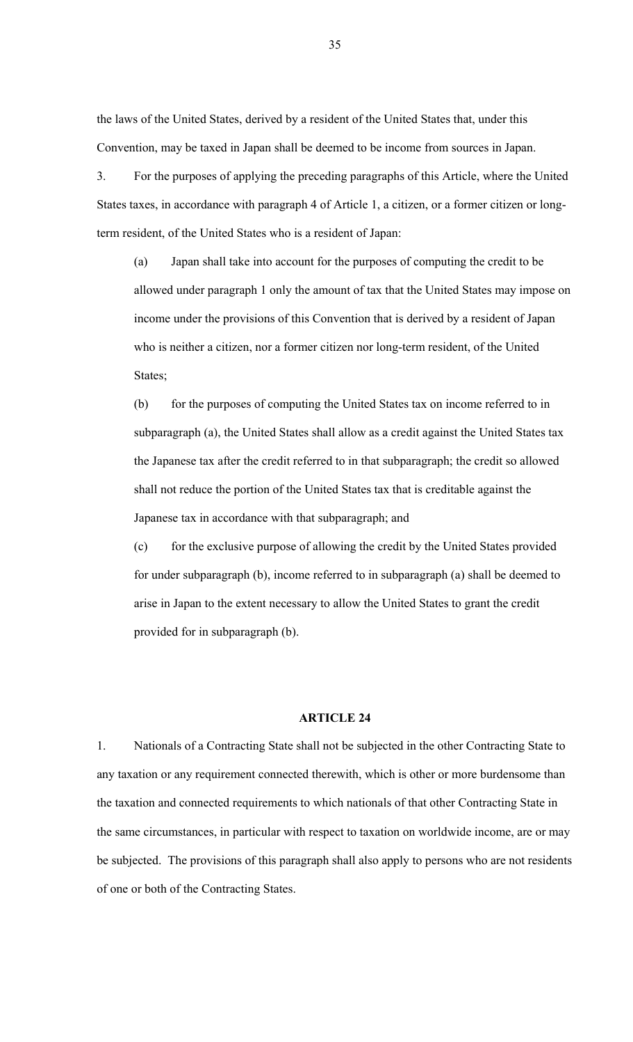the laws of the United States, derived by a resident of the United States that, under this Convention, may be taxed in Japan shall be deemed to be income from sources in Japan.

3. For the purposes of applying the preceding paragraphs of this Article, where the United States taxes, in accordance with paragraph 4 of Article 1, a citizen, or a former citizen or long-term resident, of the United States who is a resident of Japan:

(a) Japan shall take into account for the purposes of computing the credit to be allowed under paragraph 1 only the amount of tax that the United States may impose on income under the provisions of this Convention that is derived by a resident of Japan who is neither a citizen, nor a former citizen nor long-term resident, of the United States;

(b) for the purposes of computing the United States tax on income referred to in subparagraph (a), the United States shall allow as a credit against the United States tax the Japanese tax after the credit referred to in that subparagraph; the credit so allowed shall not reduce the portion of the United States tax that is creditable against the Japanese tax in accordance with that subparagraph; and

(c) for the exclusive purpose of allowing the credit by the United States provided for under subparagraph (b), income referred to in subparagraph (a) shall be deemed to arise in Japan to the extent necessary to allow the United States to grant the credit provided for in subparagraph (b).

## ARTICLE 24

1. Nationals of a Contracting State shall not be subjected in the other Contracting State to any taxation or any requirement connected therewith, which is other or more burdensome than the taxation and connected requirements to which nationals of that other Contracting State in the same circumstances, in particular with respect to taxation on worldwide income, are or may be subjected. The provisions of this paragraph shall also apply to persons who are not residents of one or both of the Contracting States.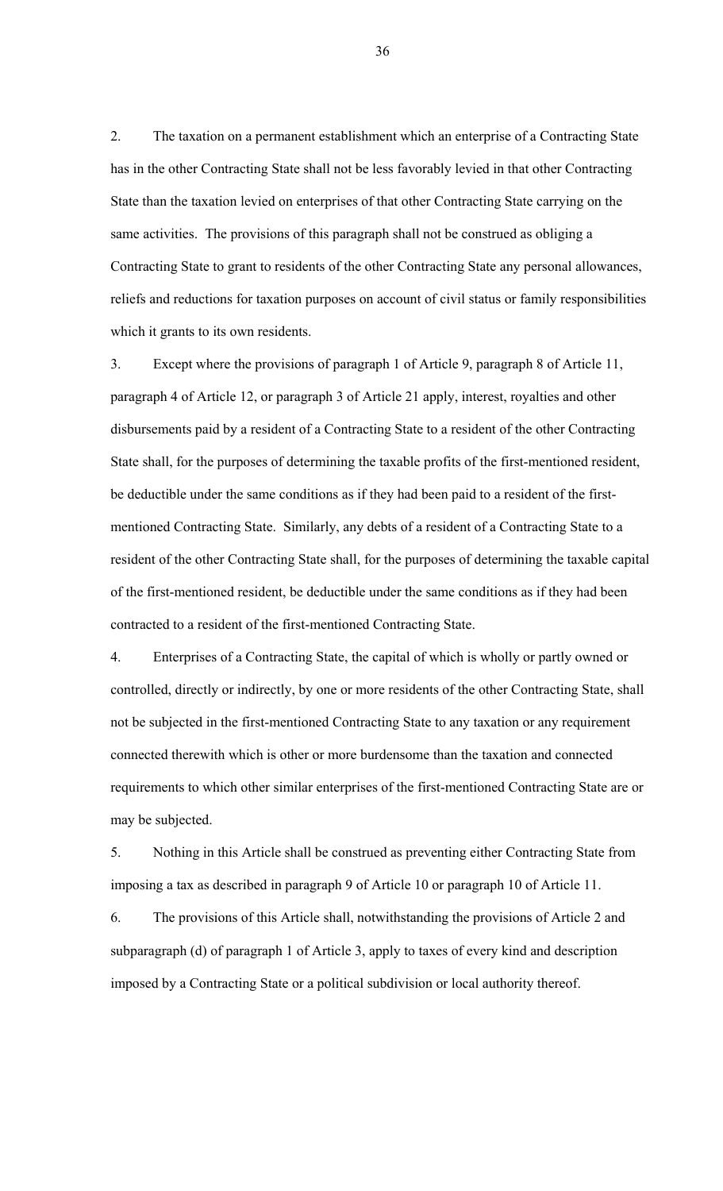2. The taxation on a permanent establishment which an enterprise of a Contracting State has in the other Contracting State shall not be less favorably levied in that other Contracting State than the taxation levied on enterprises of that other Contracting State carrying on the same activities. The provisions of this paragraph shall not be construed as obliging a Contracting State to grant to residents of the other Contracting State any personal allowances, reliefs and reductions for taxation purposes on account of civil status or family responsibilities which it grants to its own residents.

3. Except where the provisions of paragraph 1 of Article 9, paragraph 8 of Article 11, paragraph 4 of Article 12, or paragraph 3 of Article 21 apply, interest, royalties and other disbursements paid by a resident of a Contracting State to a resident of the other Contracting State shall, for the purposes of determining the taxable profits of the first-mentioned resident, be deductible under the same conditions as if they had been paid to a resident of the first-mentioned Contracting State. Similarly, any debts of a resident of a Contracting State to a resident of the other Contracting State shall, for the purposes of determining the taxable capital of the first-mentioned resident, be deductible under the same conditions as if they had been contracted to a resident of the first-mentioned Contracting State.

4. Enterprises of a Contracting State, the capital of which is wholly or partly owned or controlled, directly or indirectly, by one or more residents of the other Contracting State, shall not be subjected in the first-mentioned Contracting State to any taxation or any requirement connected therewith which is other or more burdensome than the taxation and connected requirements to which other similar enterprises of the first-mentioned Contracting State are or may be subjected.

5. Nothing in this Article shall be construed as preventing either Contracting State from imposing a tax as described in paragraph 9 of Article 10 or paragraph 10 of Article 11.

6. The provisions of this Article shall, notwithstanding the provisions of Article 2 and subparagraph (d) of paragraph 1 of Article 3, apply to taxes of every kind and description imposed by a Contracting State or a political subdivision or local authority thereof.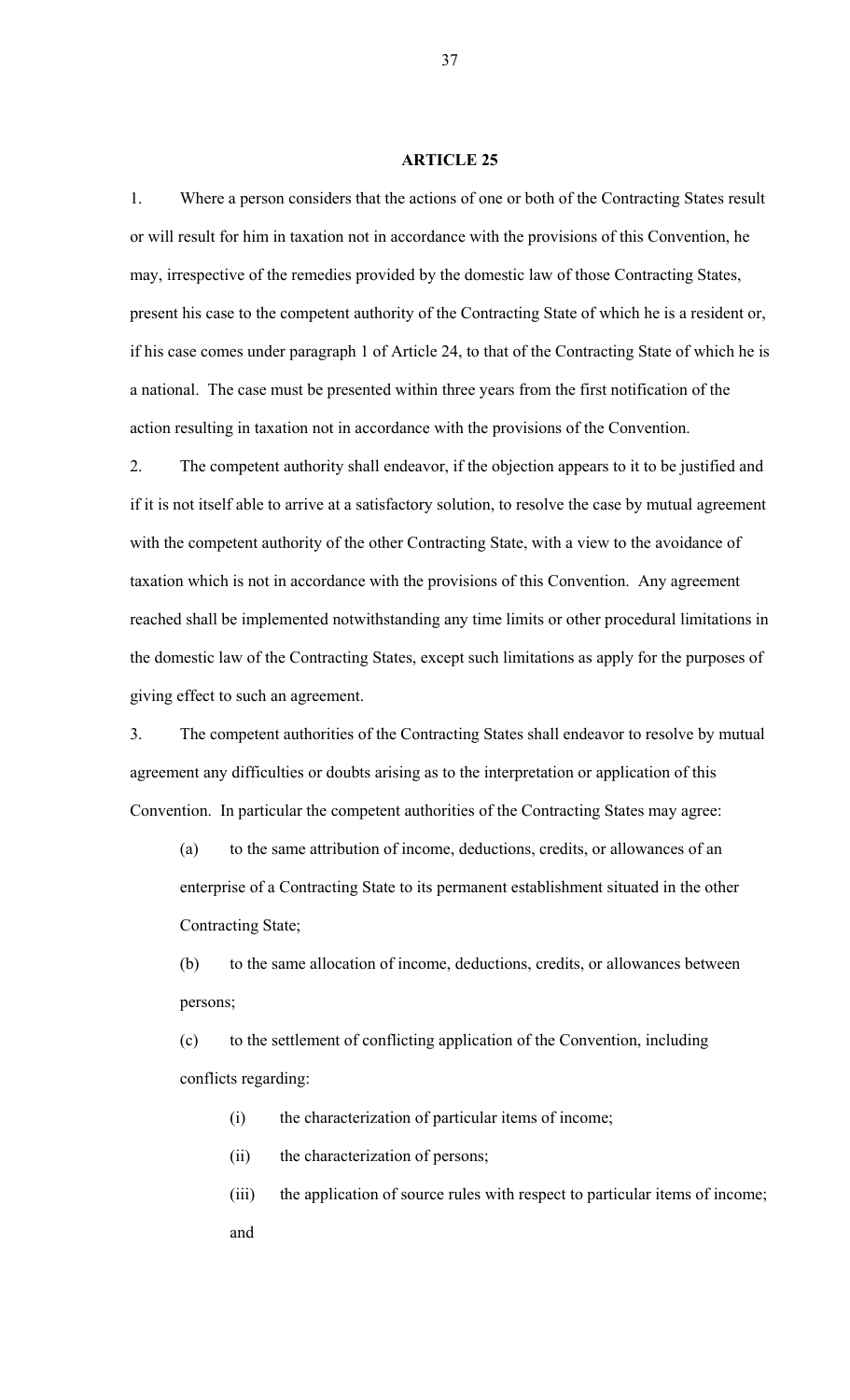## ARTICLE 25

1. Where a person considers that the actions of one or both of the Contracting States result or will result for him in taxation not in accordance with the provisions of this Convention, he may, irrespective of the remedies provided by the domestic law of those Contracting States, present his case to the competent authority of the Contracting State of which he is a resident or, if his case comes under paragraph 1 of Article 24, to that of the Contracting State of which he is a national. The case must be presented within three years from the first notification of the action resulting in taxation not in accordance with the provisions of the Convention.

2. The competent authority shall endeavor, if the objection appears to it to be justified and if it is not itself able to arrive at a satisfactory solution, to resolve the case by mutual agreement with the competent authority of the other Contracting State, with a view to the avoidance of taxation which is not in accordance with the provisions of this Convention. Any agreement reached shall be implemented notwithstanding any time limits or other procedural limitations in the domestic law of the Contracting States, except such limitations as apply for the purposes of giving effect to such an agreement.

3. The competent authorities of the Contracting States shall endeavor to resolve by mutual agreement any difficulties or doubts arising as to the interpretation or application of this Convention. In particular the competent authorities of the Contracting States may agree:

   (a) to the same attribution of income, deductions, credits, or allowances of an enterprise of a Contracting State to its permanent establishment situated in the other Contracting State;

   (b) to the same allocation of income, deductions, credits, or allowances between persons;

   (c) to the settlement of conflicting application of the Convention, including conflicts regarding:

      (i) the characterization of particular items of income;

      (ii) the characterization of persons;

      (iii) the application of source rules with respect to particular items of income; and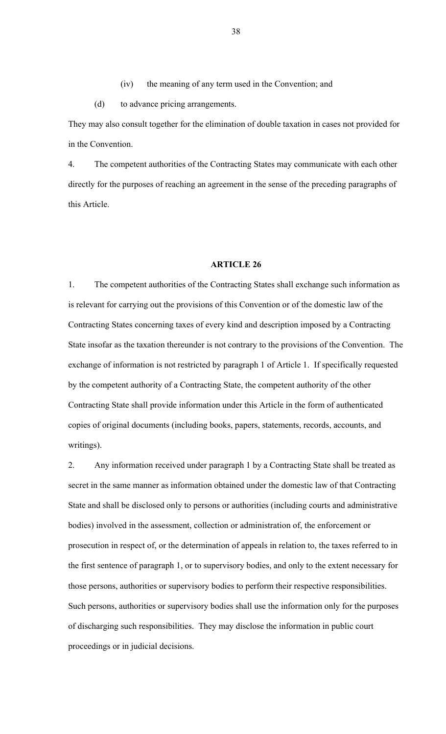(iv) the meaning of any term used in the Convention; and

(d) to advance pricing arrangements.

They may also consult together for the elimination of double taxation in cases not provided for in the Convention.

4. The competent authorities of the Contracting States may communicate with each other directly for the purposes of reaching an agreement in the sense of the preceding paragraphs of this Article.

## ARTICLE 26

1. The competent authorities of the Contracting States shall exchange such information as is relevant for carrying out the provisions of this Convention or of the domestic law of the Contracting States concerning taxes of every kind and description imposed by a Contracting State insofar as the taxation thereunder is not contrary to the provisions of the Convention. The exchange of information is not restricted by paragraph 1 of Article 1. If specifically requested by the competent authority of a Contracting State, the competent authority of the other Contracting State shall provide information under this Article in the form of authenticated copies of original documents (including books, papers, statements, records, accounts, and writings).

2. Any information received under paragraph 1 by a Contracting State shall be treated as secret in the same manner as information obtained under the domestic law of that Contracting State and shall be disclosed only to persons or authorities (including courts and administrative bodies) involved in the assessment, collection or administration of, the enforcement or prosecution in respect of, or the determination of appeals in relation to, the taxes referred to in the first sentence of paragraph 1, or to supervisory bodies, and only to the extent necessary for those persons, authorities or supervisory bodies to perform their respective responsibilities. Such persons, authorities or supervisory bodies shall use the information only for the purposes of discharging such responsibilities. They may disclose the information in public court proceedings or in judicial decisions.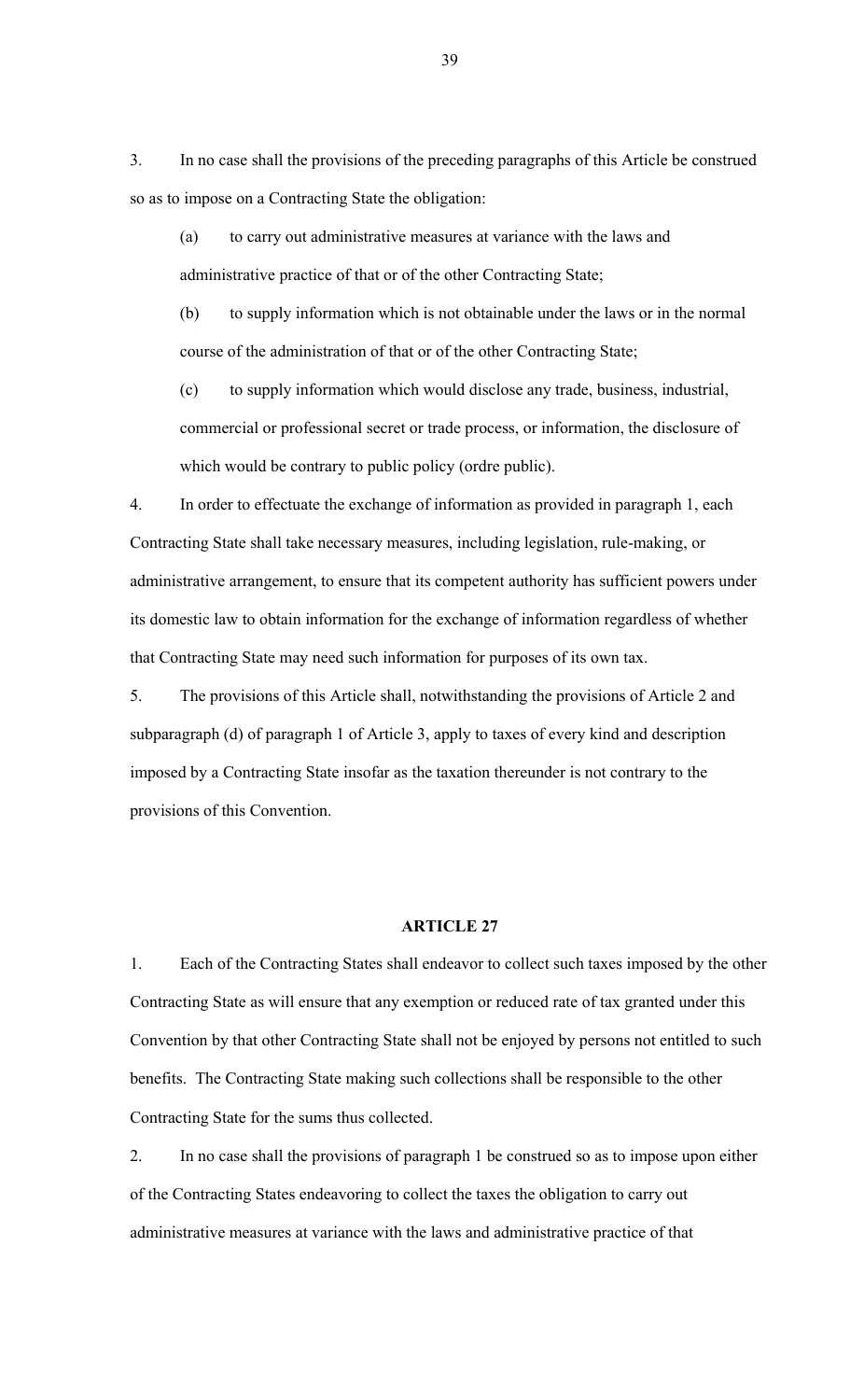3. In no case shall the provisions of the preceding paragraphs of this Article be construed so as to impose on a Contracting State the obligation:

(a) to carry out administrative measures at variance with the laws and administrative practice of that or of the other Contracting State;

(b) to supply information which is not obtainable under the laws or in the normal course of the administration of that or of the other Contracting State;

(c) to supply information which would disclose any trade, business, industrial, commercial or professional secret or trade process, or information, the disclosure of which would be contrary to public policy (ordre public).

4. In order to effectuate the exchange of information as provided in paragraph 1, each Contracting State shall take necessary measures, including legislation, rule-making, or administrative arrangement, to ensure that its competent authority has sufficient powers under its domestic law to obtain information for the exchange of information regardless of whether that Contracting State may need such information for purposes of its own tax.

5. The provisions of this Article shall, notwithstanding the provisions of Article 2 and subparagraph (d) of paragraph 1 of Article 3, apply to taxes of every kind and description imposed by a Contracting State insofar as the taxation thereunder is not contrary to the provisions of this Convention.

## ARTICLE 27

1. Each of the Contracting States shall endeavor to collect such taxes imposed by the other Contracting State as will ensure that any exemption or reduced rate of tax granted under this Convention by that other Contracting State shall not be enjoyed by persons not entitled to such benefits. The Contracting State making such collections shall be responsible to the other Contracting State for the sums thus collected.

2. In no case shall the provisions of paragraph 1 be construed so as to impose upon either of the Contracting States endeavoring to collect the taxes the obligation to carry out administrative measures at variance with the laws and administrative practice of that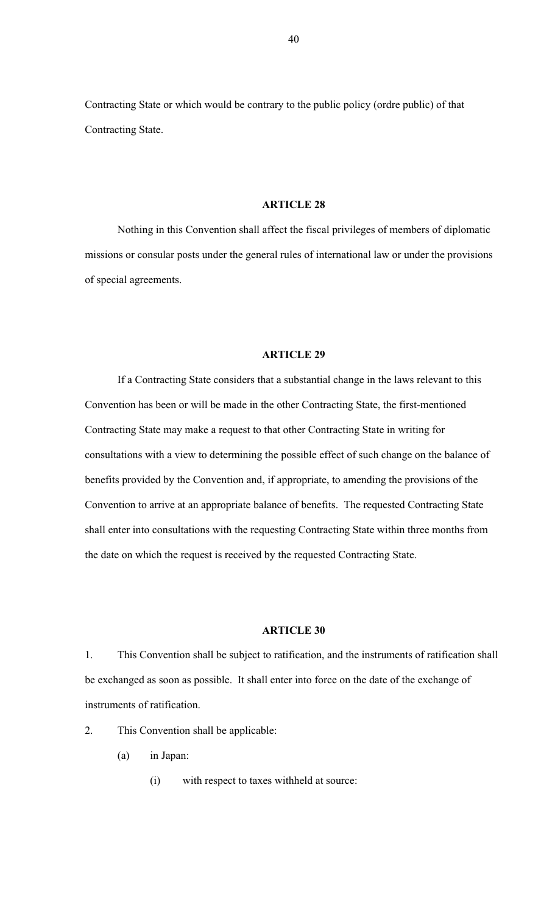Contracting State or which would be contrary to the public policy (ordre public) of that Contracting State.

## ARTICLE 28

Nothing in this Convention shall affect the fiscal privileges of members of diplomatic missions or consular posts under the general rules of international law or under the provisions of special agreements.

## ARTICLE 29

If a Contracting State considers that a substantial change in the laws relevant to this Convention has been or will be made in the other Contracting State, the first-mentioned Contracting State may make a request to that other Contracting State in writing for consultations with a view to determining the possible effect of such change on the balance of benefits provided by the Convention and, if appropriate, to amending the provisions of the Convention to arrive at an appropriate balance of benefits. The requested Contracting State shall enter into consultations with the requesting Contracting State within three months from the date on which the request is received by the requested Contracting State.

## ARTICLE 30

1. This Convention shall be subject to ratification, and the instruments of ratification shall be exchanged as soon as possible. It shall enter into force on the date of the exchange of instruments of ratification.

2. This Convention shall be applicable:

   (a) in Japan:

      (i) with respect to taxes withheld at source: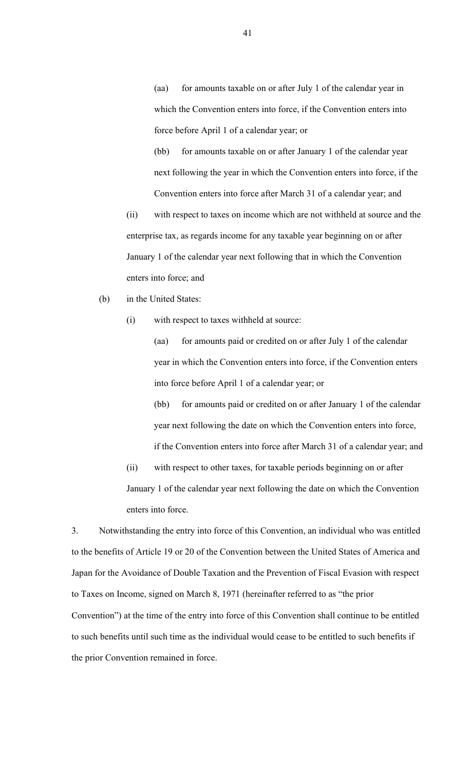(aa) for amounts taxable on or after July 1 of the calendar year in which the Convention enters into force, if the Convention enters into force before April 1 of a calendar year; or

(bb) for amounts taxable on or after January 1 of the calendar year next following the year in which the Convention enters into force, if the Convention enters into force after March 31 of a calendar year; and

(ii) with respect to taxes on income which are not withheld at source and the enterprise tax, as regards income for any taxable year beginning on or after January 1 of the calendar year next following that in which the Convention enters into force; and

(b) in the United States:

(i) with respect to taxes withheld at source:

(aa) for amounts paid or credited on or after July 1 of the calendar year in which the Convention enters into force, if the Convention enters into force before April 1 of a calendar year; or

(bb) for amounts paid or credited on or after January 1 of the calendar year next following the date on which the Convention enters into force, if the Convention enters into force after March 31 of a calendar year; and

(ii) with respect to other taxes, for taxable periods beginning on or after January 1 of the calendar year next following the date on which the Convention enters into force.

3. Notwithstanding the entry into force of this Convention, an individual who was entitled to the benefits of Article 19 or 20 of the Convention between the United States of America and Japan for the Avoidance of Double Taxation and the Prevention of Fiscal Evasion with respect to Taxes on Income, signed on March 8, 1971 (hereinafter referred to as "the prior Convention") at the time of the entry into force of this Convention shall continue to be entitled to such benefits until such time as the individual would cease to be entitled to such benefits if the prior Convention remained in force.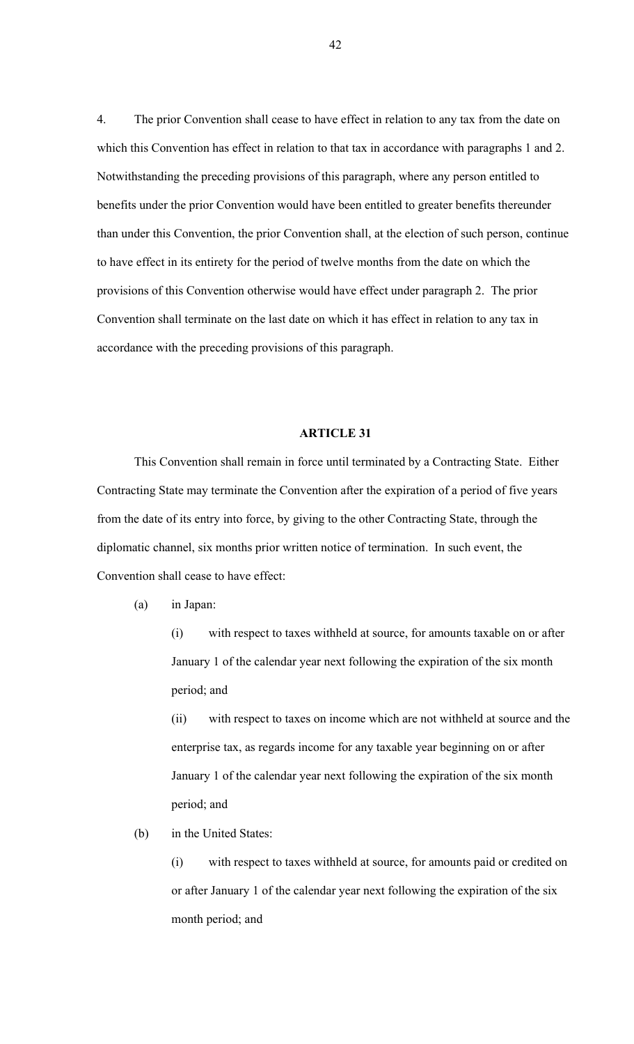4. The prior Convention shall cease to have effect in relation to any tax from the date on which this Convention has effect in relation to that tax in accordance with paragraphs 1 and 2. Notwithstanding the preceding provisions of this paragraph, where any person entitled to benefits under the prior Convention would have been entitled to greater benefits thereunder than under this Convention, the prior Convention shall, at the election of such person, continue to have effect in its entirety for the period of twelve months from the date on which the provisions of this Convention otherwise would have effect under paragraph 2. The prior Convention shall terminate on the last date on which it has effect in relation to any tax in accordance with the preceding provisions of this paragraph.

## ARTICLE 31

This Convention shall remain in force until terminated by a Contracting State. Either Contracting State may terminate the Convention after the expiration of a period of five years from the date of its entry into force, by giving to the other Contracting State, through the diplomatic channel, six months prior written notice of termination. In such event, the Convention shall cease to have effect:

(a) in Japan:

(i) with respect to taxes withheld at source, for amounts taxable on or after January 1 of the calendar year next following the expiration of the six month period; and

(ii) with respect to taxes on income which are not withheld at source and the enterprise tax, as regards income for any taxable year beginning on or after January 1 of the calendar year next following the expiration of the six month period; and

(b) in the United States:

(i) with respect to taxes withheld at source, for amounts paid or credited on or after January 1 of the calendar year next following the expiration of the six month period; and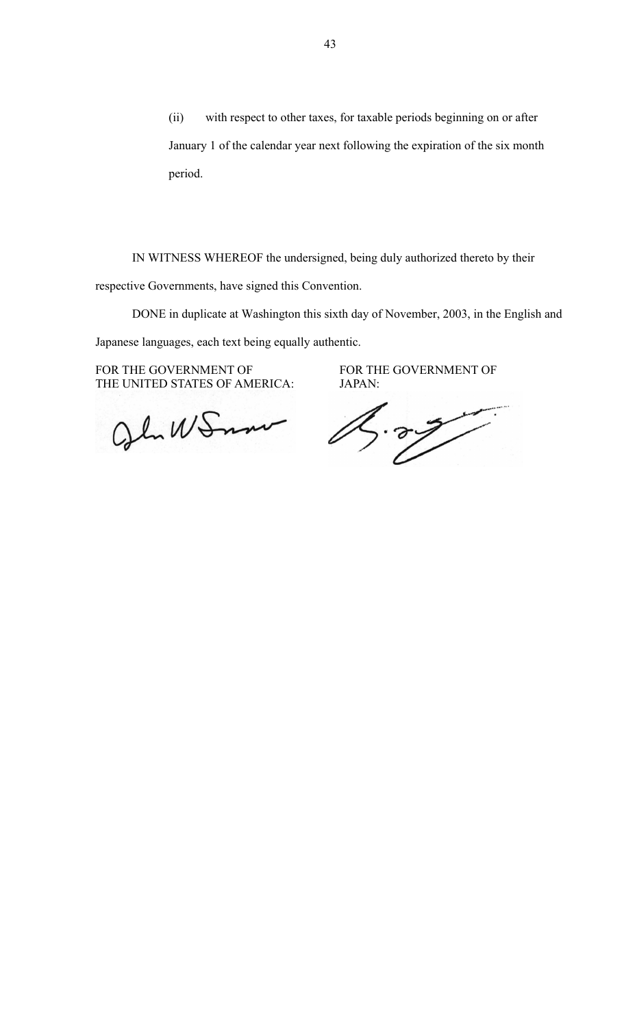(ii) with respect to other taxes, for taxable periods beginning on or after January 1 of the calendar year next following the expiration of the six month period.

IN WITNESS WHEREOF the undersigned, being duly authorized thereto by their respective Governments, have signed this Convention.

DONE in duplicate at Washington this sixth day of November, 2003, in the English and Japanese languages, each text being equally authentic.

| FOR THE GOVERNMENT OF THE UNITED STATES OF AMERICA: | FOR THE GOVERNMENT OF JAPAN: |
| --- | --- |